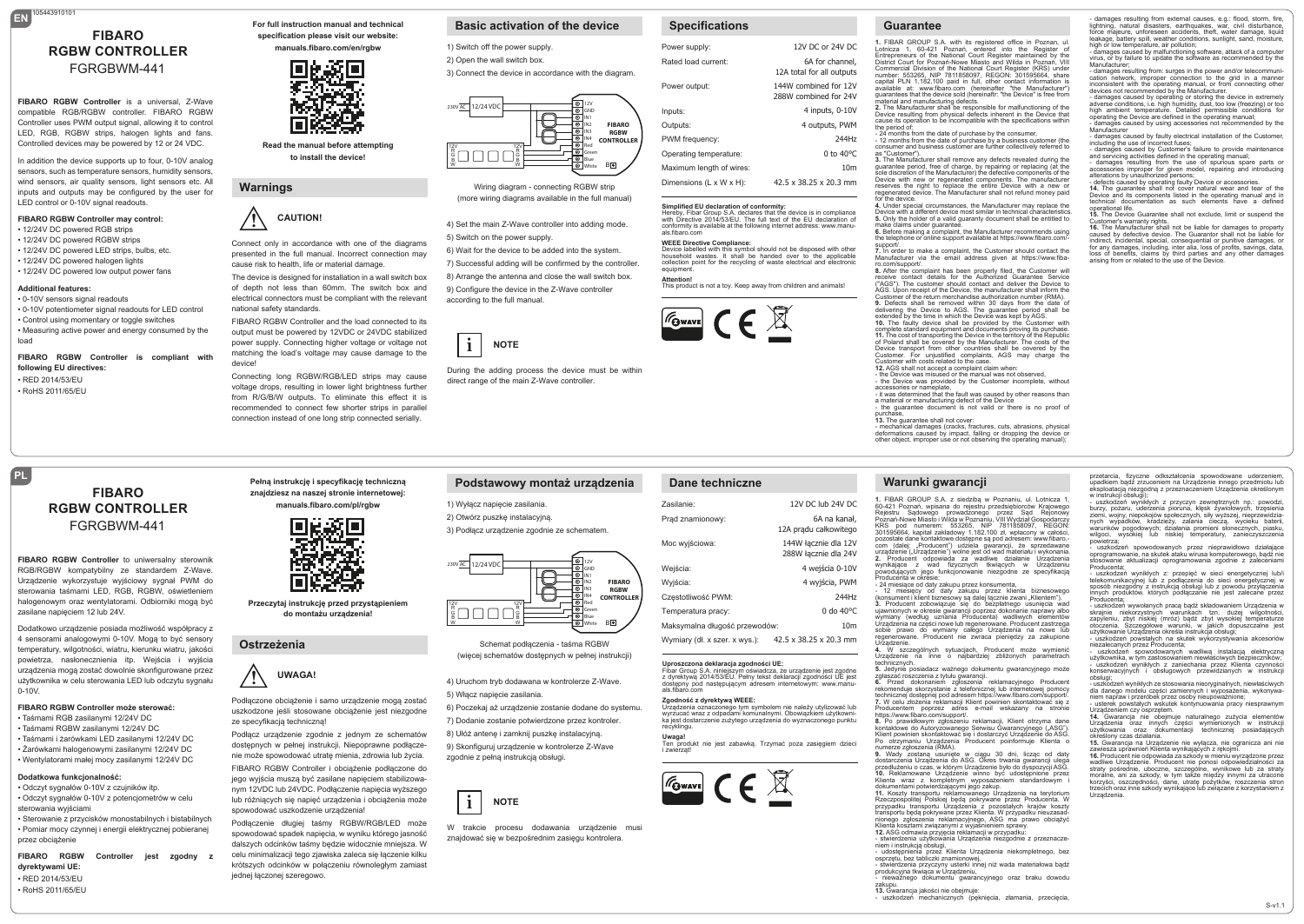EN

# FIBARO RGBW CONTROLLER

FGRGBWM-441

**FIBARO RGBW Controller** is a universal, Z-Wave compatible RGB/RGBW controller. FIBARO RGBW Controller uses PWM output signal, allowing it to control LED, RGB, RGBW strips, halogen lights and fans. Controlled devices may be powered by 12 or 24 VDC.

In addition the device supports up to four, 0-10V analog sensors, such as temperature sensors, humidity sensors, wind sensors, air quality sensors, light sensors etc. All inputs and outputs may be configured by the user for LED control or 0-10V signal readouts.

**FIBARO RGBW Controller may control:**

- 12/24V DC powered RGB strips
- 12/24V DC powered RGBW strips
- 12/24V DC powered LED strips, bulbs, etc.
- 12/24V DC powered halogen lights
- 12/24V DC powered low output power fans

**Additional features:**

- 0-10V sensors signal readouts
- 0-10V potentiometer signal readouts for LED control
- Control using momentary or toggle switches
- Measuring active power and energy consumed by the load

**FIBARO RGBW Controller is compliant with following EU directives:**

- RED 2014/53/EU
- RoHS 2011/65/EU

**For full instruction manual and technical specification please visit our website:**

**manuals.fibaro.com/en/rgbw**

**Read the manual before attempting to install the device!**

## Warnings

**CAUTION!**

Connect only in accordance with one of the diagrams presented in the full manual. Incorrect connection may cause risk to health, life or material damage.

The device is designed for installation in a wall switch box of depth not less than 60mm. The switch box and electrical connectors must be compliant with the relevant national safety standards.

FIBARO RGBW Controller and the load connected to its output must be powered by 12VDC or 24VDC stabilized power supply. Connecting higher voltage or voltage not matching the load's voltage may cause damage to the device!

Connecting long RGBW/RGB/LED strips may cause voltage drops, resulting in lower light brightness further from R/G/B/W outputs. To eliminate this effect it is recommended to connect few shorter strips in parallel connection instead of one long strip connected serially.

## Basic activation of the device

1) Switch off the power supply.
2) Open the wall switch box.
3) Connect the device in accordance with the diagram.

230V AC | 12/24VDC | 12V R G B W | 12V R G B W | 12V GND IN1 IN2 IN3 IN4 Red Green Blue White | FIBARO RGBW CONTROLLER | B

Wiring diagram - connecting RGBW strip (more wiring diagrams available in the full manual)

4) Set the main Z-Wave controller into adding mode.
5) Switch on the power supply.
6) Wait for the device to be added into the system.
7) Successful adding will be confirmed by the controller.
8) Arrange the antenna and close the wall switch box.
9) Configure the device in the Z-Wave controller according to the full manual.

**NOTE**

During the adding process the device must be within direct range of the main Z-Wave controller.

## Specifications

| | |
|---|---|
| Power supply: | 12V DC or 24V DC |
| Rated load current: | 6A for channel, 12A total for all outputs |
| Power output: | 144W combined for 12V 288W combined for 24V |
| Inputs: | 4 inputs, 0-10V |
| Outputs: | 4 outputs, PWM |
| PWM frequency: | 244Hz |
| Operating temperature: | 0 to 40°C |
| Maximum length of wires: | 10m |
| Dimensions (L x W x H): | 42.5 x 38.25 x 20.3 mm |

**Simplified EU declaration of conformity:**
Hereby, Fibar Group S.A. declares that the device is in compliance with Directive 2014/53/EU. The full text of the EU declaration of conformity is available at the following internet address: www.manuals.fibaro.com

**WEEE Directive Compliance:**
Device labelled with this symbol should not be disposed with other household wastes. It shall be handed over to the applicable collection point for the recycling of waste electrical and electronic equipment.

**Attention!**
This product is not a toy. Keep away from children and animals!

## Guarantee

**1.** FIBAR GROUP S.A. with its registered office in Poznan, ul. Lotnicza 1, 60-421 Poznan, entered into the Register of Entrepreneurs of the National Court Register maintained by the District Court for Poznań-Nowe Miasto and Wilda in Poznań, VIII Commercial Division of the National Court Register (KRS) under number: 553265, NIP 7811858097, REGON: 301595664, share capital PLN 1,182,100 paid in full, other contact information is available at: www.fibaro.com (hereinafter "the Manufacturer") guarantees that the device sold (hereinafter: "the Device") is free from material and manufacturing defects.
**2.** The Manufacturer shall be responsible for malfunctioning of the Device resulting from physical defects inherent in the Device that cause its operation to be incompatible with the specifications within the period of:
- 24 months from the date of purchase by the consumer,
- 12 months from the date of purchase by a business customer (the consumer and business customer are further collectively referred to as "Customer").
**3.** The Manufacturer shall remove any defects revealed during the guarantee period, free of charge, by repairing or replacing (at the sole discretion of the Manufacturer) the defective components of the Device with new or regenerated components. The manufacturer reserves the right to replace the entire Device with a new or regenerated device. The Manufacturer shall not refund money paid for the device.
**4.** Under special circumstances, the Manufacturer may replace the Device with a different device most similar in technical characteristics.
**5.** Only the holder of a valid guaranty document shall be entitled to make claims under guarantee.
**6.** Before making a complaint, the Manufacturer recommends using the telephone or online support available at https://www.fibaro.com/support/.
**7.** In order to make a complaint, the Customer should contact the Manufacturer via the email address given at https://www.fibaro.com/support/.
**8.** After the complaint has been properly filed, the Customer will receive contact details for the Authorized Guarantee Service ("AGS"). The customer should contact and deliver the Device to AGS. Upon receipt of the Device, the Manufacturer shall inform the Customer of the return merchandise authorization number (RMA).
**9.** Defects shall be removed within 30 days from the date of delivering the Device to AGS. The guarantee period shall be extended by the time in which the Device was kept by AGS.
**10.** The faulty device shall be provided by the Customer with complete standard equipment and documents proving its purchase.
**11.** The cost of transporting the Device in the territory of the Republic of Poland shall be covered by the Manufacturer. The costs of the Device transport from other countries shall be covered by the Customer. For unjustified complaints, AGS may charge the Customer with costs related to the case.
**12.** AGS shall not accept a complaint claim when:
- the Device was misused or the manual was not observed,
- the Device was provided by the Customer incomplete, without accessories or nameplate,
- it was determined that the fault was caused by other reasons than a material or manufacturing defect of the Device
- the guarantee document is not valid or there is no proof of purchase,
**13.** The guarantee shall not cover:
- mechanical damages (cracks, fractures, cuts, abrasions, physical deformations caused by impact, falling or dropping the device or other object, improper use or not observing the operating manual);
- damages resulting from external causes, e.g.: flood, storm, fire, lightning, natural disasters, earthquakes, war, civil disturbance, force majeure, unforeseen accidents, theft, water damage, liquid leakage, battery spill, weather conditions, sunlight, sand, moisture, high or low temperature, air pollution;
- damages caused by malfunctioning software, attack of a computer virus, or by failure to update the software as recommended by the Manufacturer;
- damages resulting from: surges in the power and/or telecommunication network, improper connection to the grid in a manner inconsistent with the operating manual, or from connecting other devices not recommended by the Manufacturer.
- damages caused by operating or storing the device in extremely adverse conditions, i.e. high humidity, dust, too low (freezing) or too high ambient temperature. Detailed permissible conditions for operating the Device are defined in the operating manual;
- damages caused by using accessories not recommended by the Manufacturer
- damages caused by faulty electrical installation of the Customer, including the use of incorrect fuses;
- damages caused by Customer's failure to provide maintenance and servicing activities defined in the operating manual;
- damages resulting from the use of spurious spare parts or accessories improper for given model, repairing and introducing alterations by unauthorized persons;
- defects caused by operating faulty Device or accessories.
**14.** The guarantee shall not cover natural wear and tear of the Device and its components listed in the operating manual and in technical documentation as such elements have a defined operational life.
**15.** The Device Guarantee shall not exclude, limit or suspend the Customer's warranty rights.
**16.** The Manufacturer shall not be liable for damages to property caused by defective device. The Guarantor shall not be liable for indirect, incidental, special, consequential or punitive damages, or for any damages, including, inter alia, loss of profits, savings, data, loss of benefits, claims by third parties and any other damages arising from or related to the use of the Device.

PL

# FIBARO RGBW CONTROLLER

FGRGBWM-441

**FIBARO RGBW Controller** to uniwersalny sterownik RGB/RGBW kompatybilny ze standardem Z-Wave. Urządzenie wykorzystuje wyjściowy sygnał PWM do sterowania taśmami LED, RGB, RGBW, oświetleniem halogenowym oraz wentylatorami. Odbiorniki mogą być zasilane napięciem 12 lub 24V.

Dodatkowo urządzenie posiada możliwość współpracy z 4 sensorami analogowymi 0-10V. Mogą to być sensory temperatury, wilgotności, wiatru, kierunku wiatru, jakości powietrza, nasłonecznienia itp. Wejścia i wyjścia urządzenia mogą zostać dowolnie skonfigurowane przez użytkownika w celu sterowania LED lub odczytu sygnału 0-10V.

**FIBARO RGBW Controller może sterować:**

- Taśmami RGB zasilanymi 12/24V DC
- Taśmami RGBW zasilanymi 12/24V DC
- Taśmami i żarówkami LED zasilanymi 12/24V DC
- Żarówkami halogenowymi zasilanymi 12/24V DC
- Wentylatorami małej mocy zasilanymi 12/24V DC

**Dodatkowa funkcjonalność:**

- Odczyt sygnałów 0-10V z czujników itp.
- Odczyt sygnałów 0-10V z potencjometrów w celu sterowania wyjściami
- Sterowanie z przycisków monostabilnych i bistabilnych
- Pomiar mocy czynnej i energii elektrycznej pobieranej przez obciążenie

**FIBARO RGBW Controller jest zgodny z dyrektywami UE:**

- RED 2014/53/EU
- RoHS 2011/65/EU

**Pełną instrukcję i specyfikację techniczną znajdziesz na naszej stronie internetowej:**

**manuals.fibaro.com/pl/rgbw**

**Przeczytaj instrukcję przed przystąpieniem do montażu urządzenia!**

## Ostrzeżenia

**UWAGA!**

Podłączone obciążenie i samo urządzenie mogą zostać uszkodzone jeśli stosowane obciążenie jest niezgodne ze specyfikacją techniczną!

Podłącz urządzenie zgodnie z jednym ze schematów dostępnych w pełnej instrukcji. Niepoprawne podłączenie może spowodować utratę mienia, zdrowia lub życia.

FIBARO RGBW Controller i obciążenie podłączone do jego wyjścia muszą być zasilane napięciem stabilizowanym 12VDC lub 24VDC. Podłączenie napięcia wyższego lub różniących się napięć urządzenia i obciążenia może spowodować uszkodzenie urządzenia!

Podłączenie długiej taśmy RGBW/RGB/LED może spowodować spadek napięcia, w wyniku którego jasność dalszych odcinków taśmy będzie widocznie mniejsza. W celu minimalizacji tego zjawiska zaleca się łączenie kilku krótszych odcinków w połączeniu równoległym zamiast jednej łączonej szeregowo.

## Podstawowy montaż urządzenia

1) Wyłącz napięcie zasilania.
2) Otwórz puszkę instalacyjną.
3) Podłącz urządzenie zgodnie ze schematem.

230V AC | 12/24VDC | 12V R G B W | 12V R G B W | 12V GND IN1 IN2 IN3 IN4 Red Green Blue White | FIBARO RGBW CONTROLLER | B

Schemat podłączenia - taśma RGBW (więcej schematów dostępnych w pełnej instrukcji)

4) Uruchom tryb dodawania w kontrolerze Z-Wave.
5) Włącz napięcie zasilania.
6) Poczekaj aż urządzenie zostanie dodane do systemu.
7) Dodanie zostanie potwierdzone przez kontroler.
8) Ułóż antenę i zamknij puszkę instalacyjną.
9) Skonfiguruj urządzenie w kontrolerze Z-Wave zgodnie z pełną instrukcją obsługi.

**NOTE**

W trakcie procesu dodawania urządzenie musi znajdować się w bezpośrednim zasięgu kontrolera.

## Dane techniczne

| | |
|---|---|
| Zasilanie: | 12V DC lub 24V DC |
| Prąd znamionowy: | 6A na kanał, 12A prąd całkowitego |
| Moc wyjściowa: | 144W łącznie dla 12V 288W łącznie dla 24V |
| Wejścia: | 4 wejścia 0-10V |
| Wyjścia: | 4 wyjścia, PWM |
| Częstotliwość PWM: | 244Hz |
| Temperatura pracy: | 0 do 40°C |
| Maksymalna długość przewodów: | 10m |
| Wymiary (dł. x szer. x wys.): | 42.5 x 38.25 x 20.3 mm |

**Uproszczona deklaracja zgodności UE:**
Fibar Group S.A. niniejszym oświadcza, że urządzenie jest zgodne z dyrektywą 2014/53/EU. Pełny tekst deklaracji zgodności UE jest dostępny pod następującym adresem internetowym: www.manuals.fibaro.com

**Zgodność z dyrektywą WEEE:**
Urządzenia oznaczonego tym symbolem nie należy utylizować lub wyrzucać wraz z odpadami komunalnymi. Obowiązkiem użytkownika jest dostarczenie zużytego urządzenia do wyznaczonego punktu recyklingu.

**Uwaga!**
Ten produkt nie jest zabawką. Trzymać poza zasięgiem dzieci i zwierząt!

## Warunki gwarancji

**1.** FIBAR GROUP S.A. z siedzibą w Poznaniu, ul. Lotnicza 1, 60-421 Poznań, wpisana do rejestru przedsiębiorców Krajowego Rejestru Sądowego prowadzonego przez Sąd Rejonowy Poznań-Nowe Miasto i Wilda w Poznaniu, VIII Wydział Gospodarczy KRS pod numerem: 553265, NIP 7811858097, REGON: 301595664, kapitał zakładowy 1.182.100 zł, wpłacony w całości, pozostałe dane kontaktowe dostępne są pod adresem: www.fibaro.com (dalej: „Producent") udziela gwarancji, że sprzedawane urządzenie („Urządzenie") wolne jest od wad materiału i wykonania.
**2.** Producent odpowiada za wadliwe działanie Urządzenia wynikające z wad fizycznych tkwiących w Urządzeniu powodujących jego funkcjonowanie niezgodne ze specyfikacją Producenta w okresie:
- 24 miesięcy od daty zakupu przez konsumenta,
- 12 miesięcy od daty zakupu przez klienta biznesowego (konsument i klient biznesowy są dalej łącznie zwani „Klientem").
**3.** Producent zobowiązuje się do bezpłatnego usunięcia wad ujawnionych w okresie gwarancji poprzez dokonanie naprawy albo wymiany (według uznania Producenta) wadliwych elementów Urządzenia na części nowe lub regenerowane. Producent zastrzega sobie prawo do wymiany całego Urządzenia na nowe lub regenerowane. Producent nie zwraca pieniędzy za zakupione urządzenie.
**4.** W szczególnych sytuacjach, Producent może wymienić Urządzenie na inne o najbardziej zbliżonych parametrach technicznych.
**5.** Jedynie posiadacz ważnego dokumentu gwarancyjnego może zgłaszać roszczenia z tytułu gwarancji.
**6.** Przed dokonaniem zgłoszenia reklamacyjnego Producent rekomenduje skorzystanie z telefonicznej lub internetowej pomocy technicznej dostępnej pod adresem https://www.fibaro.com/support/.
**7.** W celu złożenia reklamacji Klient powinien skontaktować się z Producentem poprzez adres e-mail wskazany na stronie https://www.fibaro.com/support/.
**8.** Po prawidłowym zgłoszeniu reklamacji, Klient otrzyma dane kontaktowe do Autoryzowanego Serwisu Gwarancyjnego („ASG"). Klient powinien skontaktować się i dostarczyć Urządzenie do ASG. Po otrzymaniu Urządzenia Producent poinformuje Klienta o numerze zgłoszenia (RMA).
**9.** Wady zostaną usunięte w ciągu 30 dni, licząc od daty dostarczenia Urządzenia do ASG. Okres trwania gwarancji ulega przedłużeniu o czas, w którym Urządzenie było do dyspozycji ASG.
**10.** Reklamowane Urządzenie winno być udostępnione przez Klienta wraz z kompletnym wyposażeniem standardowym i dokumentami potwierdzającymi jego zakup.
**11.** Koszty transportu reklamowanego Urządzenia na terytorium Rzeczpospolitej Polskiej będą pokrywane przez Producenta. W przypadku transportu Urządzenia z pozostałych krajów koszty transportu będą pokrywane przez Klienta. W przypadku nieuzasadnionego zgłoszenia reklamacyjnego, ASG ma prawo obciążyć Klienta kosztami związanymi z wyjaśnieniem sprawy.
**12.** ASG odmawia przyjęcia reklamacji w przypadku:
- stwierdzenia użytkowania Urządzenia niezgodnie z przeznaczeniem i instrukcją obsługi,
- udostępnienia przez Klienta Urządzenia niekompletnego, bez osprzętu, bez tabliczki znamionowej,
- stwierdzenia przyczyny usterki innej niż wada materiałowa bądź produkcyjna tkwiąca w Urządzeniu,
- nieważnego dokumentu gwarancyjnego oraz braku dowodu zakupu.
**13.** Gwarancja jakości nie obejmuje:
- uszkodzeń mechanicznych (pęknięcia, złamania, przecięcia, przetarcia, fizyczne odkształcenia spowodowane uderzeniem, upadkiem bądź zrzuceniem na Urządzenie innego przedmiotu lub eksploatacją niezgodną z przeznaczeniem Urządzenia określonym w instrukcji obsługi);
- uszkodzeń wynikłych z przyczyn zewnętrznych np.: powodzi, burzy, pożaru, uderzenia pioruna, klęsk żywiołowych, trzęsienia ziemi, wojny, niepokojów społecznych, siły wyższej, nieprzewidzianych wypadków, kradzieży, zalania cieczą, wycieku baterii, warunków pogodowych; działania promieni słonecznych, piasku, wilgoci, wysokiej lub niskiej temperatury, zanieczyszczenia powietrza;
- uszkodzeń spowodowanych przez nieprawidłowo działające oprogramowanie, na skutek ataku wirusa komputerowego, bądź nie stosowanie aktualizacji oprogramowania zgodnie z zaleceniami Producenta;
- uszkodzeń wynikłych z: przepięć w sieci energetycznej lub/i telekomunikacyjnej lub z podłączenia do sieci energetycznej w sposób niezgodny z instrukcją obsługi lub z powodu przyłączenia innych produktów, których podłączanie nie jest zalecane przez Producenta;
- uszkodzeń wywołanych pracą bądź składowaniem Urządzenia w skrajnie niekorzystnych warunkach tzn. dużej wilgotności, zapyleniu, zbyt niskiej (mróz) bądź zbyt wysokiej temperaturze otoczenia. Szczegółowe warunki, w jakich dopuszczalne jest użytkowanie Urządzenia określa instrukcja obsługi;
- uszkodzeń powstałych na skutek wykorzystywania akcesoriów niezalecanych przez Producenta;
- uszkodzeń spowodowanych wadliwą instalacją elektryczną użytkownika, w tym zastosowaniem niewłaściwych bezpieczników;
- uszkodzeń wynikłych z zaniechania przez Klienta czynności konserwacyjnych i obsługowych przewidzianych w instrukcji obsługi;
- uszkodzeń wynikłych ze stosowania nieoryginalnych, niewłaściwych dla danego modelu części zamiennych i wyposażenia, wykonywaniem napraw i przeróbek przez osoby nieupoważnione;
- usterek powstałych wskutek kontynuowania pracy niesprawnym Urządzeniem czy osprzętem.
**14.** Gwarancja nie obejmuje naturalnego zużycia elementów Urządzenia oraz innych części wymienionych w instrukcji użytkowania oraz dokumentacji technicznej posiadających określony czas działania.
**15.** Gwarancja na Urządzenie nie wyłącza, nie ogranicza ani nie zawiesza uprawnień Klienta wynikających z rękojmi.
**16.** Producent nie odpowiada za szkody w mieniu wyrządzone przez wadliwe Urządzenie. Producent nie ponosi odpowiedzialności za straty pośrednie, uboczne, szczególne, wynikowe lub za straty moralne, ani za szkody, w tym także między innymi za utracone korzyści, oszczędności, dane, utratę pożytków, roszczenia stron trzecich oraz inne szkody wynikające lub związane z korzystaniem z Urządzenia.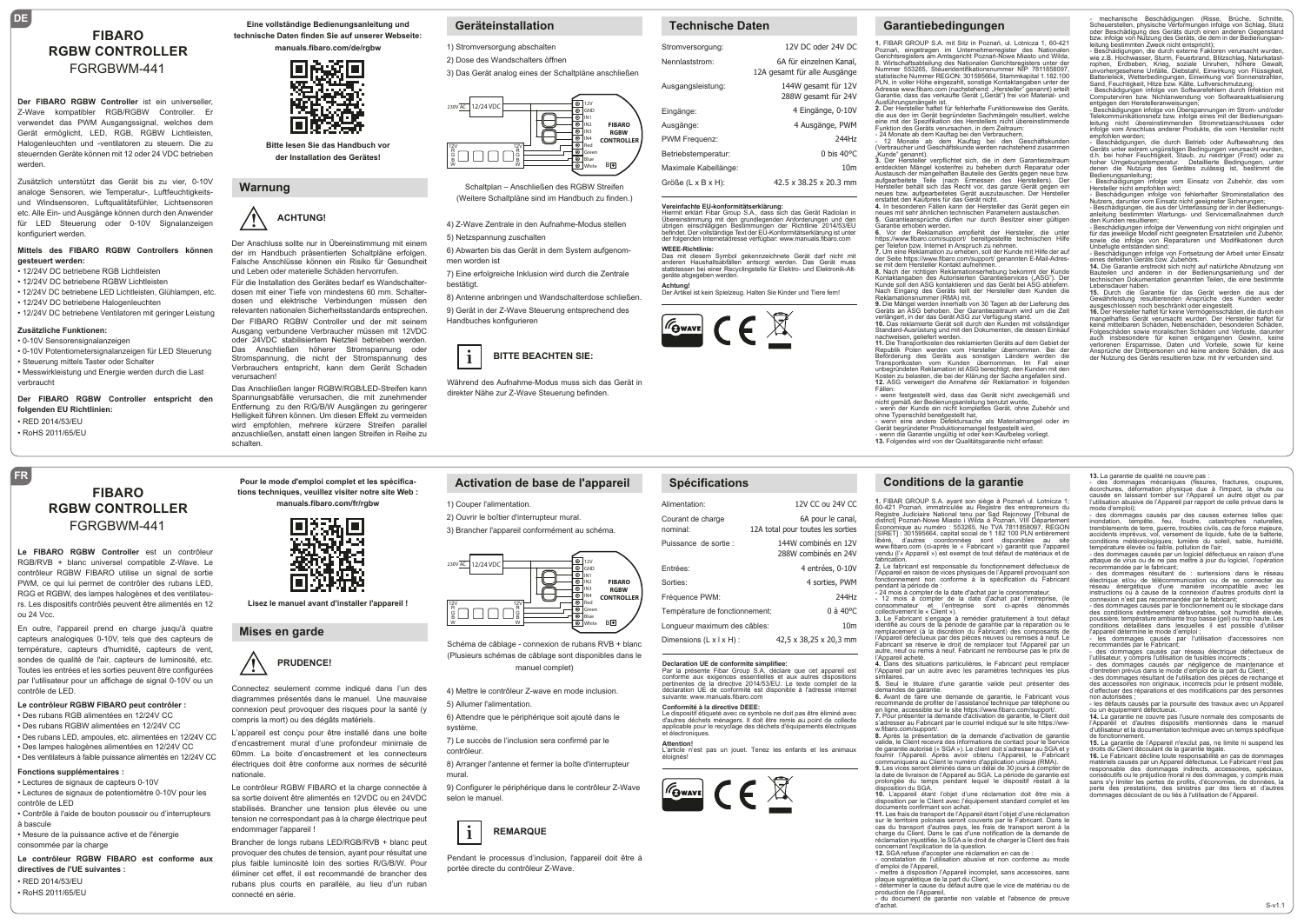DE

# FIBARO RGBW CONTROLLER

FGRGBWM-441

**Der FIBARO RGBW Controller** ist ein universeller, Z-Wave kompatibler RGB/RGBW Controller. Er verwendet das PWM Ausgangssignal, welches dem Gerät ermöglicht, LED, RGB, RGBW Lichtleisten, Halogenleuchten und -ventilatoren zu steuern. Die zu steuernden Geräte können mit 12 oder 24 VDC betrieben werden.

Zusätzlich unterstützt das Gerät bis zu vier, 0-10V analoge Sensoren, wie Temperatur-, Luftfeuchtigkeits- und Windsensoren, Luftqualitätsfühler, Lichtsensoren etc. Alle Ein- und Ausgänge können durch den Anwender für LED Steuerung oder 0-10V Signalanzeigen konfiguriert werden.

**Mittels des FIBARO RGBW Controllers können gesteuert werden:**

- 12/24V DC betriebene RGB Lichtleisten
- 12/24V DC betriebene RGBW Lichtleisten
- 12/24V DC betriebene LED Lichtleisten, Glühlampen, etc.
- 12/24V DC betriebene Halogenleuchten
- 12/24V DC betriebene Ventilatoren mit geringer Leistung

**Zusätzliche Funktionen:**

- 0-10V Sensorensignalanzeigen
- 0-10V Potentiometersignalanzeigen für LED Steuerung
- Steuerung mittels Taster oder Schalter
- Messwirkleistung und Energie werden durch die Last verbraucht

**Der FIBARO RGBW Controller entspricht den folgenden EU Richtlinien:**

- RED 2014/53/EU
- RoHS 2011/65/EU

**Eine vollständige Bedienungsanleitung und technische Daten finden Sie auf unserer Webseite: manuals.fibaro.com/de/rgbw**

**Bitte lesen Sie das Handbuch vor der Installation des Gerätes!**

## Warnung

**ACHTUNG!**

Der Anschluss sollte nur in Übereinstimmung mit einem der im Handbuch präsentierten Schaltpläne erfolgen. Falsche Anschlüsse können ein Risiko für Gesundheit und Leben oder materielle Schäden hervorrufen.

Für die Installation des Gerätes bedarf es Wandschalterdosen mit einer Tiefe von mindestens 60 mm. Schalterdosen und elektrische Verbindungen müssen den relevanten nationalen Sicherheitsstandards entsprechen.

Der FIBARO RGBW Controller und der mit seinem Ausgang verbundene Verbraucher müssen mit 12VDC oder 24VDC stabilisiertem Netzteil betrieben werden. Das Anschließen höherer Stromspannung oder Stromspannung, die nicht der Stromspannung des Verbrauchers entspricht, kann dem Gerät Schaden verursachen!

Das Anschließen langer RGBW/RGB/LED-Streifen kann Spannungsabfälle verursachen, die mit zunehmender Entfernung zu den R/G/B/W Ausgängen zu geringerer Helligkeit führen können. Um diesen Effekt zu vermeiden wird empfohlen, mehrere kürzere Streifen parallel anzuschließen, anstatt einen langen Streifen in Reihe zu schalten.

## Geräteinstallation

1) Stromversorgung abschalten
2) Dose des Wandschalters öffnen
3) Das Gerät analog eines der Schaltpläne anschließen

230V AC | 12/24 VDC | 12V GND IN1 IN2 IN3 IN4 Red Green Blue White | FIBARO RGBW CONTROLLER

Schaltplan – Anschließen des RGBW Streifen (Weitere Schaltpläne sind im Handbuch zu finden.)

4) Z-Wave Zentrale in den Aufnahme-Modus stellen
5) Netzspannung zuschalten
6) Abwarten bis das Gerät in dem System aufgenommen worden ist
7) Eine erfolgreiche Inklusion wird durch die Zentrale bestätigt.
8) Antenne anbringen und Wandschalterdose schließen.
9) Gerät in der Z-Wave Steuerung entsprechend des Handbuches konfigurieren

**BITTE BEACHTEN SIE:**

Während des Aufnahme-Modus muss sich das Gerät in direkter Nähe zur Z-Wave Steuerung befinden.

## Technische Daten

| | |
|---|---|
| Stromversorgung: | 12V DC oder 24V DC |
| Nennlaststrom: | 6A für einzelnen Kanal, 12A gesamt für alle Ausgänge |
| Ausgangsleistung: | 144W gesamt für 12V<br>288W gesamt für 24V |
| Eingänge: | 4 Eingänge, 0-10V |
| Ausgänge: | 4 Ausgänge, PWM |
| PWM Frequenz: | 244Hz |
| Betriebstemperatur: | 0 bis 40°C |
| Maximale Kabellänge: | 10m |
| Größe (L x B x H): | 42.5 x 38.25 x 20.3 mm |

**Vereinfachte EU-Konformitätserklärung:**
Hiermit erklärt Fibar Group S.A., dass sich das Gerät Radiolan in Übereinstimmung mit den grundlegenden Anforderungen und den übrigen einschlägigen Bestimmungen der Richtlinie 2014/53/EU befindet. Der vollständige Text der EU-Konformitätserklärung ist unter der folgenden Internetadresse verfügbar: www.manuals.fibaro.com

**WEEE-Richtlinie:**
Das mit diesem Symbol gekennzeichnete Gerät darf nicht mit anderen Haushaltsabfällen entsorgt werden. Das Gerät muss stattdessen bei einer Recyclingstelle für Elektro- und Elektronik-Altgeräte abgegeben werden.

**Achtung!**
Der Artikel ist kein Spielzeug. Halten Sie Kinder und Tiere fern!

## Garantiebedingungen

**1.** FIBAR GROUP S.A. mit Sitz in Poznań, ul. Lotnicza 1, 60-421 Poznań, eingetragen im Unternehmerregister des Nationalen Gerichtsregisters am Amtsgericht Poznań-Nowe Miasto und Wilda, 8. Wirtschaftsabteilung des Nationalen Gerichtsregisters unter der Nummer 553265, Steueridentifikationsnummer NIP 7811858097, statistische Nummer REGON: 301595664, Stammkapital 1.182.100 PLN, in voller Höhe eingezahlt, sonstige Kontaktangaben unter der Adresse www.fibaro.com (nachstehend: „Hersteller" genannt) erteilt Garantie, dass das verkaufte Gerät („Gerät") frei von Material- und Ausführungsmängeln ist.
**2.** Der Hersteller haftet für fehlerhafte Funktionsweise des Geräts, die aus den im Gerät begründeten Sachmängeln resultiert, welche eine mit der Spezifikation des Herstellers nicht übereinstimmende Funktion des Geräts verursachen, in dem Zeitraum:
- 24 Monate ab dem Kauftag bei den Verbrauchern,
- 12 Monate ab dem Kauftag bei den Geschäftskunden (Verbraucher und Geschäftskunde werden nachstehend zusammen „Kunde" genannt).
**3.** Der Hersteller verpflichtet sich, die in dem Garantiezeitraum entdeckten Mängel kostenfrei zu beheben durch Reparatur oder Austausch der mangelhaften Bauteile des Geräts gegen neue bzw. aufgearbeitete Teile (nach Ermessen des Herstellers). Der Hersteller behält sich das Recht vor, das ganze Gerät gegen ein neues bzw. aufgearbeitetes Gerät auszutauschen. Der Hersteller erstattet den Kaufpreis für das Gerät nicht.
**4.** In besonderen Fällen kann der Hersteller das Gerät gegen ein neues mit sehr ähnlichen technischen Parametern austauschen.
**5.** Garantieansprüche dürfen nur durch Besitzer eines gültigen Garantie erhoben werden.
**6.** Vor der Reklamation empfiehlt der Hersteller, die unter https://www.fibaro.com/support/ bereitgestellte technische Hilfe per Telefon bzw. Internet in Anspruch zu nehmen.
**7.** Um eine Reklamation zu erheben, soll der Kunde mit Hilfe der auf der Seite https://www.fibaro.com/support/ genannten E-Mail-Adresse mit dem Hersteller Kontakt aufnehmen.
**8.** Nach der richtigen Reklamationserhebung bekommt der Kunde Kontaktangaben des Autorisierten Garantieservices („ASG"). Der Kunde soll den ASG kontaktieren und das Gerät bei ASG abliefern. Nach Eingang des Geräts teilt der Hersteller dem Kunden die Reklamationsnummer (RMA) mit.
**9.** Die Mängel werden innerhalb von 30 Tagen ab der Lieferung des Geräts an ASG behoben. Der Garantiezeitraum wird um die Zeit verlängert, in der das Gerät ASG zur Verfügung stand.
**10.** Das reklamierte Gerät soll durch den Kunden mit vollständiger Standard-Ausrüstung und mit den Dokumenten, die dessen Einkauf nachweisen, geliefert werden.
**11.** Die Transportkosten des reklamierten Geräts auf dem Gebiet der Republik Polen werden vom Hersteller übernommen. Bei der Beförderung des Geräts aus sonstigen Ländern werden die Transportkosten vom Kunden übernommen. Im Fall einer unbegründeten Reklamation ist ASG berechtigt, den Kunden mit den Kosten zu belasten, die bei der Klärung der Sache angefallen sind.
**12.** ASG verweigert die Annahme der Reklamation in folgenden Fällen:
- wenn festgestellt wird, dass das Gerät nicht zweckgemäß und nicht gemäß der Bedienungsanleitung benutzt wurde,
- wenn der Kunde ein nicht komplettes Gerät, ohne Zubehör und ohne Typenschild bereitgestellt hat,
- wenn eine andere Defektursache als Materialmangel oder im Gerät begründeter Produktionsmangel festgestellt wird,
- wenn die Garantie ungültig ist oder kein Kaufbeleg vorliegt.
**13.** Folgendes wird von der Qualitätsgarantie nicht erfasst:
- mechanische Beschädigungen (Risse, Brüche, Schnitte, Scheuerstellen, physische Verformungen infolge von Schlag, Sturz oder Beschädigung des Geräts durch einen anderen Gegenstand bzw. infolge von Nutzung des Geräts, die dem in der Bedienungsanleitung bestimmten Zweck nicht entspricht);
- Beschädigungen, die durch externe Faktoren verursacht wurden, wie z.B. Hochwasser, Sturm, Feuer, Blitzschlag, Naturkatastrophen, Erdbeben, Krieg, soziale Unruhen, höhere Gewalt, unvorhergesehene Unfälle, Diebstahl, Einwirkung von Flüssigkeit, Batterieleck, Wetterbedingungen, Einwirkung von Sonnenstrahlen, Sand, Feuchtigkeit, Hitze bzw. Kälte, Luftverschmutzung;
- Beschädigungen infolge von Softwarefehlern durch Infektion mit Computerviren bzw. Nichtanwendung von Softwareaktualisierung entgegen den Herstelleranweisungen;
- Beschädigungen infolge von Überspannungen im Strom- und/oder Telekommunikationsnetz bzw. infolge eines mit der Bedienungsanleitung nicht übereinstimmenden Stromnetzanschlusses oder infolge vom Anschluss anderer Produkte, die vom Hersteller nicht empfohlen werden;
- Beschädigungen, die durch Betrieb oder Aufbewahrung des Geräts unter extrem ungünstigen Bedingungen verursacht wurden, d.h. bei hoher Feuchtigkeit, Staub, zu niedriger (Frost) oder zu hoher Umgebungstemperatur. Detaillierte Bedingungen, unter denen die Nutzung des Geräts zulässig ist, bestimmt die Bedienungsanleitung;
- Beschädigungen infolge vom Einsatz von Zubehör, das vom Hersteller nicht empfohlen wird;
- Beschädigungen infolge von fehlerhafter Strominstallation des Nutzers, darunter vom Einsatz nicht geeigneter Sicherungen;
- Beschädigungen, die aus der Unterlassung der in der Bedienungsanleitung bestimmten Wartungs- und Servicemaßnahmen durch den Kunden resultieren;
- Beschädigungen infolge der Verwendung von nicht originalen und für das jeweilige Modell nicht geeigneten Ersatzteilen und Zubehör, sowie die infolge von Reparaturen und Modifikationen durch Unbefugte entstanden sind;
- Beschädigungen infolge von Fortsetzung der Arbeit unter Einsatz eines defekten Geräts bzw. Zubehörs.
**14.** Die Garantie erstreckt sich nicht auf natürliche Abnutzung von Bauteilen und anderen in der Bedienungsanleitung und der technischen Dokumentation genannten Teilen, die eine bestimmte Lebensdauer haben.
**15.** Durch die Garantie für das Gerät werden die aus der Gewährleistung resultierenden Ansprüche des Kunden weder ausgeschlossen noch beschränkt oder eingestellt.
**16.** Der Hersteller haftet für keine Vermögensschäden, die durch ein mangelhaftes Gerät verursacht wurden. Der Hersteller haftet für keine mittelbaren Schäden, Nebenschäden, besonderen Schäden, Folgeschäden sowie moralischen Schäden und Verluste, darunter auch insbesondere für entgangenen Gewinn, keine verlorenen Ersparnisse, Daten und Vorteile, sowie für keine Ansprüche der Drittpersonen und keine andere Schäden, die aus der Nutzung des Geräts resultieren bzw. mit ihr verbunden sind.

FR

# FIBARO RGBW CONTROLLER

FGRGBWM-441

**Le FIBARO RGBW Controller** est un contrôleur RGB/RVB + blanc universel compatible Z-Wave. Le contrôleur RGBW FIBARO utilise un signal de sortie PWM, ce qui lui permet de contrôler des rubans LED, RGG et RGBW, des lampes halogènes et des ventilateurs. Les dispositifs contrôlés peuvent être alimentés en 12 ou 24 Vcc.

En outre, l'appareil prend en charge jusqu'à quatre capteurs analogiques 0-10V, tels que des capteurs de température, capteurs d'humidité, capteurs de vent, sondes de qualité de l'air, capteurs de luminosité, etc. Toutes les entrées et les sorties peuvent être configurées par l'utilisateur pour un affichage de signal 0-10V ou un contrôle de LED.

**Le contrôleur RGBW FIBARO peut contrôler :**

- Des rubans RGB alimentées en 12/24V CC
- Des rubans RGBW alimentées en 12/24V CC
- Des rubans LED, ampoules, etc. alimentées en 12/24V CC
- Des lampes halogènes alimentées en 12/24V CC
- Des ventilateurs à faible puissance alimentés en 12/24V CC

**Fonctions supplémentaires :**

- Lectures de signaux de capteurs 0-10V
- Lectures de signaux de potentiomètre 0-10V pour les contrôle de LED
- Contrôle à l'aide de bouton poussoir ou d'interrupteurs à bascule
- Mesure de la puissance active et de l'énergie consommée par la charge

**Le contrôleur RGBW FIBARO est conforme aux directives de l'UE suivantes :**

- RED 2014/53/EU
- RoHS 2011/65/EU

**Pour le mode d'emploi complet et les spécifications techniques, veuillez visiter notre site Web : manuals.fibaro.com/fr/rgbw**

**Lisez le manuel avant d'installer l'appareil !**

## Mises en garde

**PRUDENCE!**

Connectez seulement comme indiqué dans l'un des diagrammes présentés dans le manuel. Une mauvaise connexion peut provoquer des risques pour la santé (y compris la mort) ou des dégâts matériels.

L'appareil est conçu pour être installé dans une boîte d'encastrement mural d'une profondeur minimale de 60mm. La boîte d'encastrement et les connecteurs électriques doit être conforme aux normes de sécurité nationale.

Le contrôleur RGBW FIBARO et la charge connectée à sa sortie doivent être alimentés en 12VDC ou en 24VDC stabilisés. Brancher une tension plus élevée ou une tension ne correspondant pas à la charge électrique peut endommager l'appareil !

Brancher de longs rubans LED/RGB/RVB + blanc peut provoquer des chutes de tension, ayant pour résultat une plus faible luminosité loin des sorties R/G/B/W. Pour éliminer cet effet, il est recommandé de brancher des rubans plus courts en parallèle, au lieu d'un ruban connecté en série.

## Activation de base de l'appareil

1) Couper l'alimentation.
2) Ouvrir le boîtier d'interrupteur mural.
3) Brancher l'appareil conformément au schéma.

230V AC | 12/24 VDC | 12V GND IN1 IN2 IN3 IN4 Red Green Blue White | FIBARO RGBW CONTROLLER

Schéma de câblage - connexion de rubans RVB + blanc (Plusieurs schémas de câblage sont disponibles dans le manuel complet)

4) Mettre le contrôleur Z-wave en mode inclusion.
5) Allumer l'alimentation.
6) Attendre que le périphérique soit ajouté dans le système.
7) Le succès de l'inclusion sera confirmé par le contrôleur.
8) Arranger l'antenne et fermer la boîte d'interrupteur mural.
9) Configurer le périphérique dans le contrôleur Z-Wave selon le manuel.

**REMARQUE**

Pendant le processus d'inclusion, l'appareil doit être à portée directe du contrôleur Z-Wave.

## Spécifications

| | |
|---|---|
| Alimentation: | 12V CC ou 24V CC |
| Courant de charge nominal: | 6A pour le canal, 12A total pour toutes les sorties |
| Puissance de sortie : | 144W combinés en 12V<br>288W combinés en 24V |
| Entrées: | 4 entrées, 0-10V |
| Sorties: | 4 sorties, PWM |
| Fréquence PWM: | 244Hz |
| Température de fonctionnement: | 0 à 40°C |
| Longueur maximum des câbles: | 10m |
| Dimensions (L x l x H) : | 42,5 x 38,25 x 20,3 mm |

**Declaration UE de conformité simplifiée:**
Par la présente Fibar Group S.A. déclare que cet appareil est conforme aux exigences essentielles et aux autres dispositions pertinentes de la directive 2014/53/EU. Le texte complet de la déclaration UE de conformité est disponible à l'adresse internet suivante: www.manuals.fibaro.com

**Conformité à la directive DEEE:**
Le dispositif étiqueté avec ce symbole ne doit pas être éliminé avec d'autres déchets ménagers. Il doit être remis au point de collecte applicable pour le recyclage des déchets d'équipements électriques et électroniques.

**Attention!**
L'article n'est pas un jouet. Tenez les enfants et les animaux éloignés!

## Conditions de la garantie

**1.** FIBAR GROUP S.A. ayant son siège à Poznań ul. Lotnicza 1; 60-421 Poznań, immatriculée au Registre des entrepreneurs du Registre Judiciaire National tenu par Sąd Rejonowy [Tribunal de district] Poznań-Nowe Miasto i Wilda, VIII Département Économique au numéro : 553265, No TVA 7811858097, REGON [SIRET] : 301595664, capital social de 1 182 100 PLN entièrement libéré, d'autres coordonnées sont disponibles au site www.fibaro.com (ci-après le « Fabricant ») garantit que l'appareil vendu (« Appareil ») est exempt de tout défaut de matériaux et de fabrication.
**2.** Le Fabricant est responsable du fonctionnement défectueux de l'Appareil en raison de vices physiques de l'Appareil provoquant son fonctionnement non conforme à la spécification du Fabricant pendant la période de :
- 24 mois à compter de la date d'achat par le consommateur,
- 12 mois à compter de la date d'achat par l'entreprise, (le consommateur et l'entreprise sont ci-après dénommés collectivement le « Client »).
**3.** Le Fabricant s'engage à remédier gratuitement à tout défaut identifié au cours de la période de garantie par la réparation ou le remplacement (à la discrétion du Fabricant) des composants de l'Appareil défectueux par des pièces neuves ou remises à neuf. Le Fabricant se réserve le droit de remplacer tout l'Appareil par un autre, neuf ou remis à neuf. Le Fabricant ne rembourse pas le prix de l'Appareil acheté.
**4.** Dans des situations particulières, le Fabricant peut remplacer l'Appareil par un autre avec les paramètres techniques les plus similaires.
**5.** Seul le titulaire d'une garantie valide peut présenter des demandes de garantie.
**6.** Avant de faire une demande de garantie, le Fabricant vous recommande de profiter de l'assistance technique par téléphone ou en ligne, accessible sur le site https://www.fibaro.com/support/.
**7.** Pour présenter la demande d'activation de garantie, le Client doit s'adresser au Fabricant par le courriel indiqué sur le site https://www.fibaro.com/support/.
**8.** Après la présentation de la demande d'activation de garantie valide, le Client recevra des informations de contact pour le Service de garantie autorisé (« SGA »). Le client doit s'adresser au SGA et y fournir l'Appareil. Après avoir obtenu l'Appareil, le Fabricant communiquera au Client le numéro d'application unique (RMA).
**9.** Les vices seront éliminés dans un délai de 30 jours à compter de la date de livraison de l'Appareil au SGA. La période de garantie est prolongée du temps pendant lequel le dispositif restait à la disposition du SGA.
**10.** L'appareil étant l'objet d'une réclamation doit être mis à disposition par le Client avec l'équipement standard complet et les documents confirmant son achat.
**11.** Les frais de transport de l'Appareil étant l'objet d'une réclamation sur le territoire polonais seront couverts par le Fabricant. Dans le cas du transport d'autres pays, les frais de transport seront à la charge du Client. Dans le cas d'une notification de la demande de réclamation injustifiée, le SGA a le droit de charger le Client des frais concernant l'explication de la question.
**12.** SGA refuse d'accepter une réclamation en cas de :
- constatation de l'utilisation abusive et non conforme au mode d'emploi de l'Appareil,
- mettre à disposition l'Appareil incomplet, sans accessoires, sans plaque signalétique de la part du Client,
- déterminer la cause du défaut autre que le vice de matériau ou de production de l'Appareil,
- du document de garantie non valable et l'absence de preuve d'achat.
**13.** La garantie de qualité ne couvre pas :
- des dommages mécaniques (fissures, fractures, coupures, écorchures, déformation physique due à l'impact, la chute ou causée en laissant tomber sur l'Appareil un autre objet ou par l'utilisation abusive de l'Appareil par rapport de celle prévue dans le mode d'emploi);
- des dommages causés par des causes externes telles que: inondation, tempête, feu, foudre, catastrophes naturelles, tremblements de terre, guerres, troubles civils, cas de force majeure, accidents imprévus, vol, versement de liquide, fuite de la batterie, conditions météorologiques; lumière du soleil, sable, humidité, température élevée ou faible, pollution de l'air ;
- des dommages causés par un logiciel défectueux en raison d'une attaque de virus ou de ne pas mettre à jour du logiciel, l'opération recommandée par le fabricant ;
- des dommages résultant de : surtensions dans le réseau électrique et/ou de télécommunication ou de se connecter au réseau énergétique d'une manière incompatible avec les instructions ou à cause de la connexion d'autres produits dont la connexion n'est pas recommandée par le fabricant;
- des dommages causés par le fonctionnement ou le stockage dans des conditions extrêmement défavorables, soit humidité élevée, poussière, température ambiante trop basse (gel) ou trop haute. Les conditions détaillées dans lesquelles il est possible d'utiliser l'appareil détermine le mode d'emploi ;
- des dommages causés par l'utilisation d'accessoires non recommandés par le Fabricant;
- des dommages causés par réseau électrique défectueux de l'utilisateur, y compris l'utilisation de fusibles incorrects ;
- des dommages causés par négligence de maintenance et d'entretien prévus dans le mode d'emploi de la part du Client ;
- des dommages résultant de l'utilisation des pièces de rechange et des accessoires non originaux, incorrects pour le présent modèle, d'effectuer des réparations et des modifications par des personnes non autorisées ;
- les défauts causés par la poursuite des travaux avec un Appareil ou un équipement défectueux.
**14.** La garantie ne couvre pas l'usure normale des composants de l'Appareil et d'autres dispositifs mentionnés dans le manuel d'utilisateur et la documentation technique avec un temps spécifique de fonctionnement.
**15.** La garantie de l'Appareil n'exclut pas, ne limite ni suspend les droits du Client découlant de la garantie légale.
**16.** Le Fabricant décline toute responsabilité en cas de dommages matériels causés par un Appareil défectueux. Le Fabricant n'est pas responsable des dommages indirects, accessoires, spéciaux, consécutifs ou le préjudice moral ni des dommages, y compris mais sans s'y limiter les pertes de profits, d'économies, de données, la perte des prestations, des sinistres par des tiers et d'autres dommages découlant de ou liés à l'utilisation de l'Appareil.

S-v1.1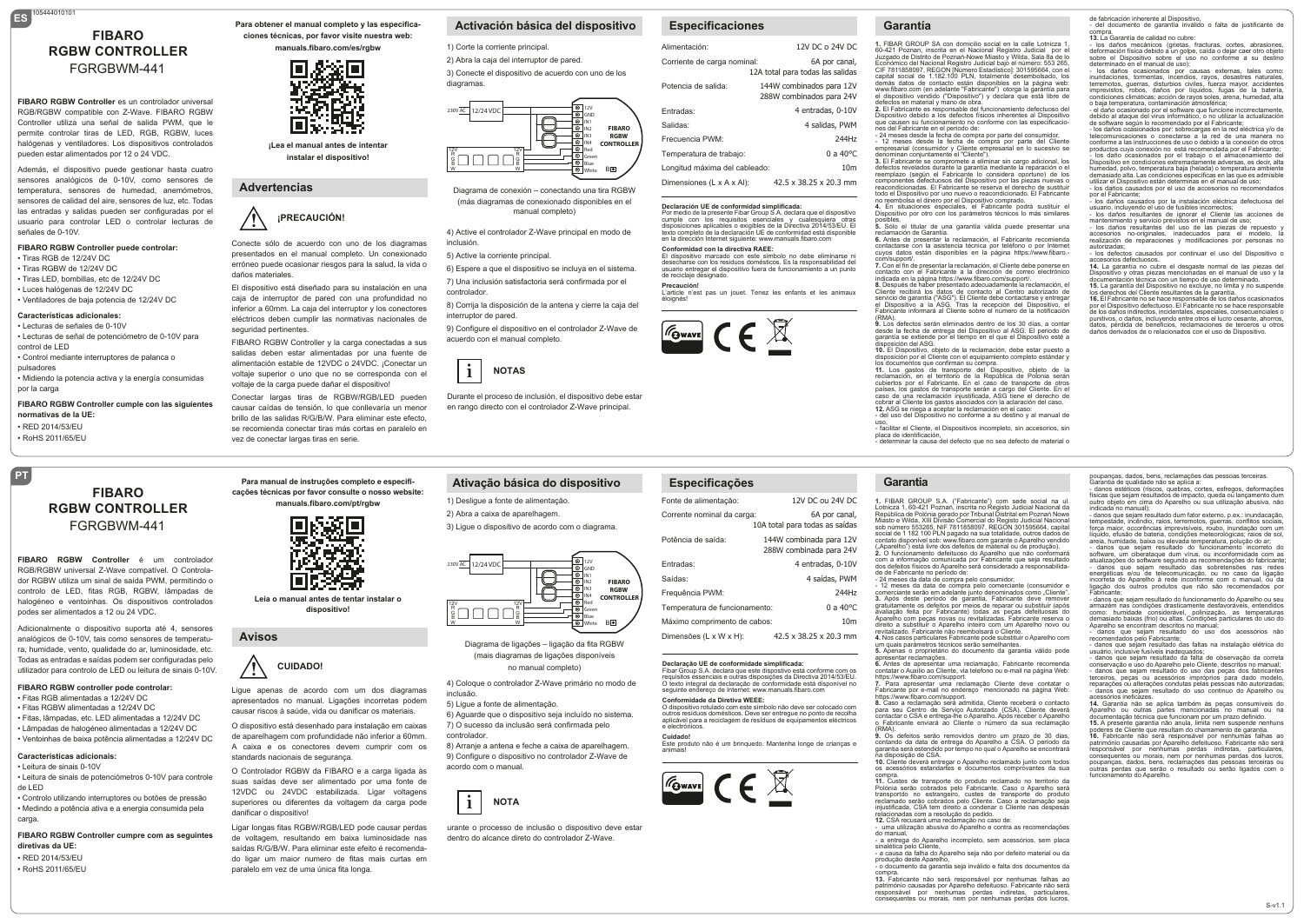# FIBARO RGBW CONTROLLER
FGRGBWM-441

**FIBARO RGBW Controller** es un controlador universal RGB/RGBW compatible con Z-Wave. FIBARO RGBW Controller utiliza una señal de salida PWM, que le permite controlar tiras de LED, RGB, RGBW, luces halógenas y ventiladores. Los dispositivos controlados pueden estar alimentados por 12 o 24 VDC.

Además, el dispositivo puede gestionar hasta cuatro sensores analógicos de 0-10V, como sensores de temperatura, sensores de humedad, anemómetros, sensores de calidad del aire, sensores de luz, etc. Todas las entradas y salidas pueden ser configuradas por el usuario para controlar LED o controlar lecturas de señales de 0-10V.

**FIBARO RGBW Controller puede controlar:**
- Tiras RGB de 12/24V DC
- Tiras RGBW de 12/24V DC
- Tiras LED, bombillas, etc de 12/24V DC
- Luces halógenas de 12/24V DC
- Ventiladores de baja potencia de 12/24V DC

**Características adicionales:**
- Lecturas de señales de 0-10V
- Lecturas de señal de potenciómetro de 0-10V para control de LED
- Control mediante interruptores de palanca o pulsadores
- Midiendo la potencia activa y la energía consumidas por la carga

**FIBARO RGBW Controller cumple con las siguientes normativas de la UE:**
- RED 2014/53/EU
- RoHS 2011/65/EU

**Para obtener el manual completo y las especificaciones técnicas, por favor visite nuestra web: manuals.fibaro.com/es/rgbw**

**¡Lea el manual antes de intentar instalar el dispositivo!**

## Advertencias

**¡PRECAUCIÓN!**

Conecte sólo de acuerdo con uno de los diagramas presentados en el manual completo. Un conexionado erróneo puede ocasionar riesgos para la salud, la vida o daños materiales.

El dispositivo está diseñado para su instalación en una caja de interruptor de pared con una profundidad no inferior a 60mm. La caja del interruptor y los conectores eléctricos deben cumplir las normativas nacionales de seguridad pertinentes.

FIBARO RGBW Controller y la carga conectadas a sus salidas deben estar alimentadas por una fuente de alimentación estable de 12VDC o 24VDC. ¡Conectar un voltaje superior o uno que no se corresponda con el voltaje de la carga puede dañar el dispositivo!

Conectar largas tiras de RGBW/RGB/LED pueden causar caídas de tensión, lo que conllevaría un menor brillo de las salidas R/G/B/W. Para eliminar este efecto, se recomienda conectar tiras más cortas en paralelo en vez de conectar largas tiras en serie.

## Activación básica del dispositivo

1) Corte la corriente principal.

2) Abra la caja del interruptor de pared.

3) Conecte el dispositivo de acuerdo con uno de los diagramas.

Diagrama de conexión – conectando una tira RGBW (más diagramas de conexionado disponibles en el manual completo)

4) Active el controlador Z-Wave principal en modo de inclusión.

5) Active la corriente principal.

6) Espere a que el dispositivo se incluya en el sistema.

7) Una inclusión satisfactoria será confirmada por el controlador.

8) Corrija la disposición de la antena y cierre la caja del interruptor de pared.

9) Configure el dispositivo en el controlador Z-Wave de acuerdo con el manual completo.

**NOTAS**

Durante el proceso de inclusión, el dispositivo debe estar en rango directo con el controlador Z-Wave principal.

## Especificaciones

| | |
|---|---|
| Alimentación: | 12V DC o 24V DC |
| Corriente de carga nominal: | 6A por canal, 12A total para todas las salidas |
| Potencia de salida: | 144W combinados para 12V<br>288W combinados para 24V |
| Entradas: | 4 entradas, 0-10V |
| Salidas: | 4 salidas, PWM |
| Frecuencia PWM: | 244Hz |
| Temperatura de trabajo: | 0 a 40°C |
| Longitud máxima del cableado: | 10m |
| Dimensiones (L x A x Al): | 42.5 x 38.25 x 20.3 mm |

**Declaración UE de conformidad simplificada:**
Por medio de la presente Fibar Group S.A. declara que el dispositivo cumple con los requisitos esenciales y cualesquiera otras disposiciones aplicables o exigibles de la Directiva 2014/53/EU. El texto completo de la declaración UE de conformidad está disponible en la dirección Internet siguiente: www.manuals.fibaro.com

**Conformidad con la directiva RAEE:**
El dispositivo marcado con este símbolo no debe eliminarse ni desecharse con los residuos domésticos. Es la responsabilidad del usuario entregar el dispositivo fuera de funcionamiento a un punto de reciclaje designado.

**Precaución!**
L'article n'est pas un jouet. Tenez les enfants et les animaux éloignés!

## Garantía

**1.** FIBARO GROUP SA con domicilio social en la calle Lotnicza 1, 60-421 Poznan, inscrita en el Registro Nacional Judicial por el Juzgado de Distrito de Poznań-Nowe Miasto y Wilda, Sala 8a de lo Económico del Registro Nacional Judicial bajo el número: 553 265, CIF 7811858097, REGON [Número Estadístico]: 301595664, con el capital social de 1.182.100 PLN, totalmente desembolsado, los demás datos de contacto están disponibles en la página web: www.fibaro.com (en adelante "Fabricante") otorga la garantía para el dispositivo vendido ("Dispositivo") y declara que está libre de defectos en material y mano de obra.
**2.** El Fabricante es responsable del funcionamiento defectuoso del Dispositivo debido a los defectos físicos inherentes al Dispositivo que causen su funcionamiento no conforme con las especificaciones del Fabricante en el periodo de:
- 24 meses desde la fecha de compra por parte del consumidor,
- 12 meses desde la fecha de compra por parte del Cliente empresarial (consumidor y Cliente empresarial en lo sucesivo se denominan conjuntamente el "Cliente").
**3.** El Fabricante se compromete a eliminar sin cargo adicional, los defectos revelados durante la garantía mediante la reparación o el reemplazo (según el Fabricante lo considera oportuno) de los componentes defectuosos del Dispositivo por las piezas nuevas o reacondicionadas. El Fabricante se reserva el derecho de sustituir todo el Dispositivo por uno nuevo o reacondicionado. El Fabricante no reembolsa el dinero por el Dispositivo comprado.
**4.** En situaciones especiales, el Fabricante podrá sustituir el Dispositivo por otro con los parámetros técnicos lo más similares posibles.
**5.** Sólo el titular de una garantía válida puede presentar una reclamación de Garantía.
**6.** Antes de presentar la reclamación, el Fabricante recomienda contactarse con la asistencia técnica por teléfono o por Internet cuyos datos están disponibles en la página https://www.fibaro.com/support/.
**7.** Con el fin de presentar la reclamación, el Cliente debe ponerse en contacto con el Fabricante a la dirección de correo electrónico indicada en la página https://www.fibaro.com/support/.
**8.** Después de haber presentado adecuadamente la reclamación, el Cliente recibirá los datos de contacto al Centro autorizado de servicio de garantía ("ASG"). El Cliente debe contactarse y entregar el Dispositivo a la ASG. Tras la recepción del Dispositivo, el Fabricante informará al Cliente sobre el número de la notificación (RMA).
**9.** Los defectos serán eliminados dentro de los 30 días, a contar desde la fecha de entrega del Dispositivo al ASG. El periodo de garantía se extiende por el tiempo en el que el Dispositivo esté a disposición del ASG.
**10.** El Dispositivo, objeto de la reclamación, debe estar puesto a disposición por el Cliente con el equipamiento completo estándar y los documentos que confirman su compra.
**11.** Los gastos de transporte del Dispositivo, objeto de la reclamación, en el territorio de la República de Polonia serán cubiertos por el Fabricante. En el caso de transporte de otros países, los gastos de transporte serán a cargo del Cliente. En el caso de una reclamación injustificada, ASG tiene el derecho de cobrar al Cliente los gastos asociados con la aclaración del caso.
**12.** ASG se niega a aceptar la reclamación en el caso:
- del uso del Dispositivo no conforme a su destino y al manual de uso,
- facilitar el Cliente, el Dispositivos incompleto, sin accesorios, sin placa de identificación,
- determinar la causa del defecto que no sea defecto de material o de fabricación inherente al Dispositivo,
- del documento de garantía inválido o falta de justificante de compra.
**13.** La Garantía de calidad no cubre:
- los daños mecánicos (grietas, fracturas, cortes, abrasiones, deformación física debido a un golpe, caída o dejar caer otro objeto sobre el Dispositivo sobre el uso no conforme a su destino determinado en el manual de uso);
- los daños ocasionados por causas externas, tales como: inundaciones, tormentas, incendios, rayos, desastres naturales, terremotos, guerras, disturbios civiles, fuerza mayor, accidentes imprevistos, robos, daños por líquidos, fugas de la batería, condiciones climáticas; acción de rayos soles, arena, humedad, alta o baja temperatura, contaminación atmosférica;
- el daño ocasionado por el software que funcione incorrectamente, debido al ataque del virus informático, o no utilizar la actualización de software según lo recomendado por el Fabricante;
- los daños ocasionados por: sobrecargas en la red eléctrica y/o de telecomunicaciones o conectarse a la red de una manera no conforme a las instrucciones de uso o debido a la conexión de otros productos cuya conexión no está recomendada por el Fabricante;
- los daños ocasionados por el trabajo o el almacenamiento del Dispositivo en condiciones extremadamente adversas, es decir, alta humedad, polvo, temperatura baja (helada) o la temperatura ambiente demasiado alta. Las condiciones específicas en las que es admisible utilizar el Dispositivo están determinas en el manual de uso;
- los daños causados por el uso de accesorios no recomendados por el Fabricante;
- los daños causados por la instalación eléctrica defectuosa del usuario, incluyendo el uso de fusibles incorrectos;
- los daños resultantes de ignorar el Cliente las acciones de mantenimiento y servicio previstos en el manual de uso;
- los daños resultantes del uso de las piezas de repuesto y accesorios no-originales, inadecuados para el modelo, la realización de reparaciones y modificaciones por personas no autorizadas;
- los defectos causados por continuar el uso del Dispositivo o accesorios defectuosos.
**14.** La garantía no cubre el desgaste normal de las piezas del Dispositivo y otras piezas mencionadas en el manual de uso y la documentación técnica con un tiempo de uso determinado.
**15.** La garantía del Dispositivo no excluye, no limita y no suspende los derechos del Cliente resultantes de la garantía.
**16.** El Fabricante no se hace responsable de los daños ocasionados por el Dispositivo defectuoso. El Fabricante no se hace responsable de los daños indirectos, incidentales, especiales, consecuenciales o punitivos, o daños, incluyendo entre otros el lucro cesante, ahorros, datos, pérdida de beneficios, reclamaciones de terceros u otros daños derivados de o relacionados con el uso de Dispositivo.

# FIBARO RGBW CONTROLLER
FGRGBWM-441

**FIBARO RGBW Controller** é um controlador RGB/RGBW universal Z-Wave compatível. O Controlador RGBW utiliza um sinal de saída PWM, permitindo o controlo de LED, fitas RGB, RGBW, lâmpadas de halogéneo e ventoinhas. Os dispositivos controlados podem ser alimentados a 12 ou 24 VDC.

Adicionalmente o dispositivo suporta até 4, sensores analógicos de 0-10V, tais como sensores de temperatura, humidade, vento, qualidade do ar, luminosidade, etc. Todas as entradas e saídas podem ser configuradas pelo utilizador para controlo de LED ou leitura de sinais 0-10V.

**FIBARO RGBW Controller pode controlar:**
- Fitas RGB alimentadas a 12/24V DC
- Fitas RGBW alimentadas a 12/24V DC
- Fitas, lâmpadas, etc. LED alimentadas a 12/24V DC
- Lâmpadas de halogéneo alimentadas a 12/24V DC
- Ventoinhas de baixa potência alimentadas a 12/24V DC

**Características adicionais:**
- Leitura de sinais 0-10V
- Leitura de sinais de potenciómetros 0-10V para controlo de LED
- Controlo utilizando interruptores ou botões de pressão
- Medindo a potência ativa e a energia consumida pela carga.

**FIBARO RGBW Controller cumpre com as seguintes diretivas da UE:**
- RED 2014/53/EU
- RoHS 2011/65/EU

**Para manual de instruções completo e especificações técnicas por favor consulte o nosso website: manuals.fibaro.com/pt/rgbw**

**Leia o manual antes de tentar instalar o dispositivo!**

## Avisos

**CUIDADO!**

Ligue apenas de acordo com um dos diagramas apresentados no manual. Ligações incorretas podem causar riscos à saúde, vida ou danificar os materiais.

O dispositivo está desenhado para instalação em caixas de aparelhagem com profundidade não inferior a 60mm. A caixa e os conectores devem cumprir com os standards nacionais de segurança.

O Controlador RGBW da FIBARO e a carga ligada às suas saídas deve ser alimentado por uma fonte de 12VDC ou 24VDC estabilizada. Ligar voltagens superiores ou diferentes da voltagem da carga pode danificar o dispositivo!

Ligar longas fitas RGBW/RGB/LED pode causar perdas de voltagem, resultando em baixa luminosidade nas saídas R/G/B/W. Para eliminar este efeito é recomendado ligar um maior número de fitas mais curtas em paralelo em vez de uma única fita longa.

## Ativação básica do dispositivo

1) Desligue a fonte de alimentação.

2) Abra a caixa de aparelhagem.

3) Ligue o dispositivo de acordo com o diagrama.

Diagrama de ligações – ligação da fita RGBW (mais diagramas de ligações disponíveis no manual completo)

4) Coloque o controlador Z-Wave primário no modo de inclusão.

5) Ligue a fonte de alimentação.

6) Aguarde que o dispositivo seja incluído no sistema.

7) O sucesso da inclusão será confirmada pelo controlador.

8) Arranje a antena e feche a caixa de aparelhagem.

9) Configure o dispositivo no controlador Z-Wave de acordo com o manual.

**NOTA**

urante o processo de inclusão o dispositivo deve estar dentro do alcance direto do controlador Z-Wave.

## Especificações

| | |
|---|---|
| Fonte de alimentação: | 12V DC ou 24V DC |
| Corrente nominal da carga: | 6A por canal, 10A total para todas as saídas |
| Potência de saída: | 144W combinada para 12V<br>288W combinada para 24V |
| Entradas: | 4 entradas, 0-10V |
| Saídas: | 4 saídas, PWM |
| Frequência PWM: | 244Hz |
| Temperatura de funcionamento: | 0 a 40°C |
| Máximo comprimento de cabos: | 10m |
| Dimensões (L x W x H): | 42.5 x 38.25 x 20.3 mm |

**Declaração UE de conformidade simplificada:**
Fibar Group S.A. declara que este dispositivo está conforme com os requisitos essenciais e outras disposições da Directiva 2014/53/EU. O texto integral da declaração UE de conformidade está disponível no seguinte endereço de Internet: www.manuals.fibaro.com

**Conformidade da Diretiva WEEE:**
O dispositivo rotulado com este símbolo não deve ser colocado com outros resíduos domésticos. Deve ser entregue no ponto de recolha aplicável para a reciclagem de resíduos de equipamentos eléctricos e electrónicos.

**Cuidado!**
Este produto não é um brinquedo. Mantenha longe de crianças e animais!

## Garantia

**1.** FIBAR GROUP S.A. ("Fabricante") com sede social na ul. Lotnicza 1, 60-421 Poznań, inscrita no Registo Judicial Nacional da República de Polónia gerido por Tribunal Distrital em Poznań Nowe Miasto e Wilda, XIII Divisão Comercial do Registo Judicial Nacional sob número 553265, NIF 7811858097, REGON 301595664, capital social de 1 182 100 PLN pagado na sua totalidade, outros dados de contato disponível sob: www.fibaro.com garante o Aparelho vendido („Aparelho") está livre dos defeitos de material ou de produção).
**2.** O funcionamento defeituoso do Aparelho que não conformará com a informação comunicada por Fabricante que seja resultado dos defeitos físicos do Aparelho será considerado a responsabilidade de Fabricante no período de:
- 24 meses da data de compra pelo consumidor,
- 12 meses da data de compra pelo comerciante (consumidor e comerciante serão em adelante junto denominados como „Cliente".
**3.** Após deste período de garantia, Fabricante deve remover gratuitamente os defeitos por meios de reparar ou substituir (após avaliação feita por Fabricante) todas as peças defeituosas do Aparelho com peças novas ou revitalizadas. Fabricante reserva o direito a substituir o Aparelho inteiro com um Aparelho novo ou revitalizado. Fabricante não reembolsará o Cliente.
**4.** Nos casos particulares Fabricante pode substituir o Aparelho com um quais parâmetros técnicos serão semelhantes.
**5.** Apenas o proprietário do documento da garantia válido pode apresentar reclamações.
**6.** Antes de apresentar uma reclamação, Fabricante recomenda contatar o Auxilio ao Cliente, via telefono ou e-mail na página Web: https://www.fibaro.com/support.
**7.** Para apresentar uma reclamação Cliente deve contatar o Fabricante por e-mail no endereço mencionado na página Web: https://www.fibaro.com/support.
**8.** Caso a reclamação será admitida, Cliente receberá o contato para seu Centro de Serviço Autorizado (CSA). Cliente deverá contatar o CSA e entrega-lhe o Aparelho. Após receber o Aparelho o Fabricante enviará ao Cliente o número da sua reclamação (RMA).
**9.** Os defeitos serão removidos dentro um prazo de 30 dias, contando da data de entrega do Aparelho a CSA. O período da garantia será estendido por tempo no qual o Aparelho se encontrará na disposição de CSA.
**10.** Cliente deverá entregar o Aparelho reclamado junto com todos os acessórios estandartes e documentos comprovantes da sua compra.
**11.** Custes de transporte do produto reclamado no território da Polónia serão cobrados pelo Fabricante. Caso o Aparelho será transportado no estrangeiro, custes de transporte do produto reclamado serão cobrados pelo Cliente. Caso a reclamação seja injustificada, CSA tem direito a condenar o Cliente nas despesas relacionadas com a resolução do pedido.
**12.** CSA recusará uma reclamação no caso de:
- uma utilização abusiva do Aparelho e contra as recomendações do manual,
- a entrega do Aparelho incompleto, sem acessórios, sem placa sinalética pelo Cliente,
- a causa da falha do Aparelho seja não por defeito material ou da produção deste Aparelho,
- o documento da garantia seja inválido e falta dos documentos da compra.
**13.** Fabricante não será responsável por nenhumas falhas ao património causadas por Aparelho defeituoso. Fabricante não será responsável por nenhumas perdas indiretas, particulares, consequentes ou morais, nem por nenhumas perdas dos lucros, poupanças, dados, bens, reclamações das pessoas terceiras.
Garantia de qualidade não se aplica a:
- danos estéticos (riscos, quebras, cortes, esfregos, deformações físicas que sejam resultados de impacto, queda ou lançamento dum outro objeto em cima do Aparelho ou sua utilização abusiva, não indicada no manual);
- danos que sejam resultado dum fator externo, p.ex.: inundação, tempestade, incêndio, raios, terramotos, guerras, conflitos sociais, força maior, ocorrências imprevisíveis, roubo, inundação com um líquido, efluxão de bateria, condições meteorológicas; raios de sol, areia, humidade, baixa ou elevada temperatura, polução do ar;
- danos que sejam resultado do funcionamento incorreto do software, um ciberataque dum vírus, ou inconformidade com as atualizações do software segundo as recomendações do fabricante;
- danos que sejam resultado das sobretensões nas redes energéticas e/ou de telecomunicação, ou no caso da ligação incorreta do Aparelho à rede incoerente com o manual, ou da ligação dos outros produtos que não são recomendados por Fabricante;
- danos que sejam resultado do funcionamento do Aparelho ou seu armazém nas condições drasticamente desfavoráveis, entendidos como: humidade considerável, polinização, as temperaturas demasiado baixas (frio) ou altas. Condições particulares do uso do Aparelho se encontram descritos no manual;
- danos que sejam resultado do uso dos acessórios não recomendados pelo Fabricante;
- danos que sejam resultado das faltas na instalação elétrica do usuário, inclusive fusíveis inadequados;
- danos que sejam resultado da falta de observação da correta conservação e uso do Aparelho pelo Cliente, descritos no manual;
- danos que sejam resultado do uso das peças dos fabricantes terceiros, peças ou acessórios impróprios para dado modelo, reparações ou alterações conduzidas pelas pessoas não autorizadas;
- danos que sejam resultado do uso contínuo do Aparelho ou acessórios ineficazes.
**14.** Garantia não se aplica também às peças consumíveis do Aparelho ou outras partes mencionadas no manual ou na documentação técnica que funcionam por um prazo definido.
**15.** A presente garantia não anula, limita nem suspende nenhuns poderes de Cliente que resultam do chamamento de garantia.
**16.** Fabricante não será responsável por nenhumas falhas ao património causadas por Aparelho defeituoso. Fabricante não será responsável por nenhumas perdas indiretas, particulares, consequentes ou morais, nem por nenhumas perdas dos lucros, poupanças, dados, bens, reclamações das pessoas terceiras ou outras perdas que serão o resultado ou serão ligados com o funcionamento do Aparelho.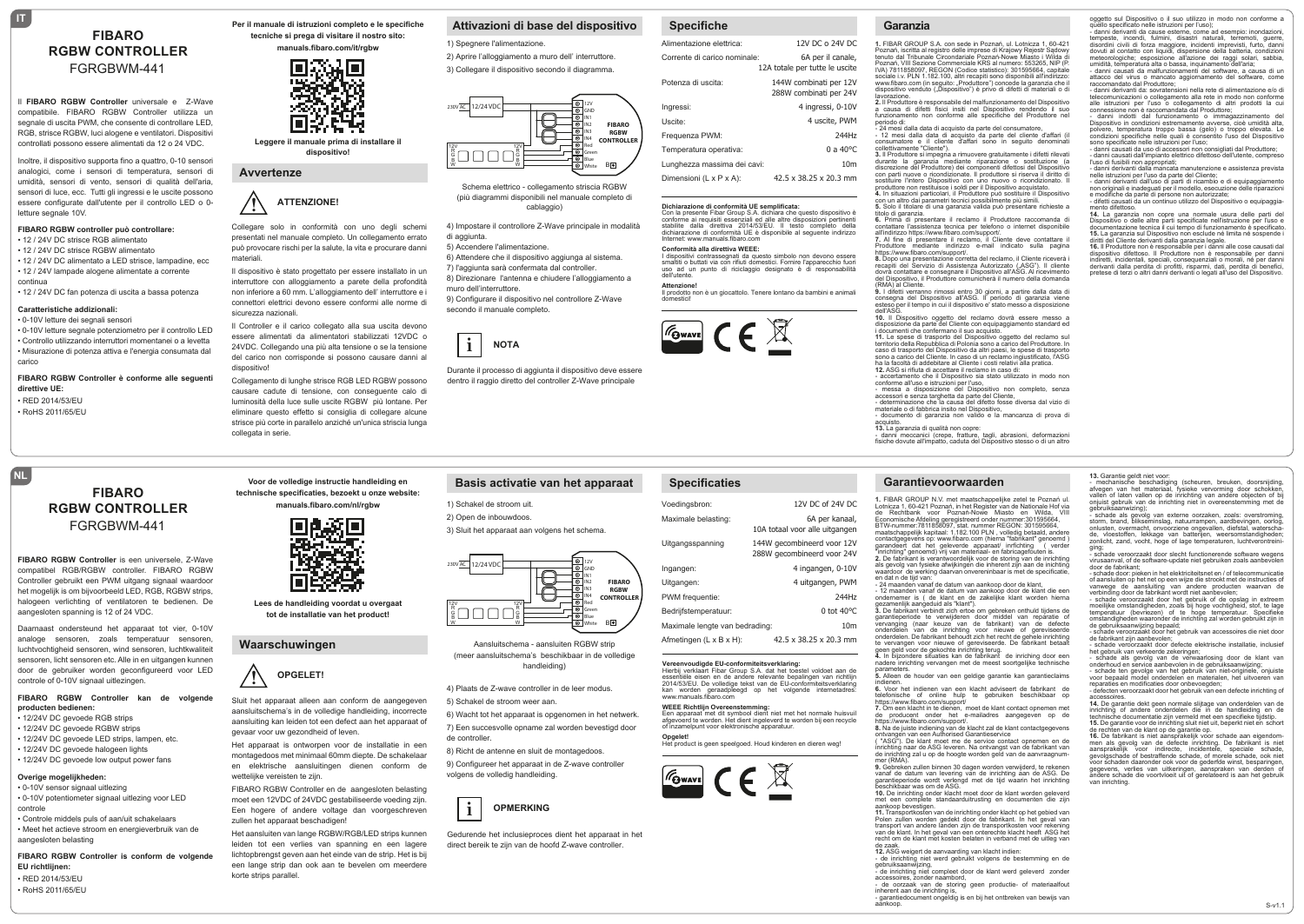IT

# FIBARO RGBW CONTROLLER

FGRGBWM-441

Il **FIBARO RGBW Controller** universale e Z-Wave compatibile. FIBARO RGBW Controller utilizza un segnale di uscita PWM, che consente di controllare LED, RGB, strisce RGBW, luci alogene e ventilatori. Dispositivi controllati possono essere alimentati da 12 o 24 VDC.

Inoltre, il dispositivo supporta fino a quattro, 0-10 sensori analogici, come i sensori di temperatura, sensori di umidità, sensori di qualità dell'aria, sensori di luce, ecc. Tutti gli ingressi e le uscite possono essere configurate dall'utente per il controllo LED o 0-letture segnale 10V.

**FIBARO RGBW controller può controllare:**

- 12 / 24V DC strisce RGB alimentato
- 12 / 24V DC strisce RGBW alimentato
- 12 / 24V DC alimentato a LED strisce, lampadine, ecc
- 12 / 24V lampade alogene alimentate a corrente continua
- 12 / 24V DC fan potenza di uscita a bassa potenza

**Caratteristiche addizionali:**

- 0-10V letture dei segnali sensori
- 0-10V letture segnale potenziometro per il controllo LED
- Controllo utilizzando interruttori momentanei o a levetta
- Misurazione di potenza attiva e l'energia consumata dal carico

**FIBARO RGBW Controller è conforme alle seguenti direttive UE:**

- RED 2014/53/EU
- RoHS 2011/65/EU

**Per il manuale di istruzioni completo e le specifiche tecniche si prega di visitare il nostro sito:**

**manuals.fibaro.com/it/rgbw**

**Leggere il manuale prima di installare il dispositivo!**

## Avvertenze

**ATTENZIONE!**

Collegare solo in conformità con uno degli schemi presentati nel manuale completo. Un collegamento errato può provocare rischi per la salute, la vita e procurare danni materiali.

Il dispositivo è stato progettato per essere installato in un interruttore con alloggiamento a parete della profondità non inferiore a 60 mm. L'alloggiamento dell' interruttore e i connettori elettrici devono essere conformi alle norme di sicurezza nazionali.

Il Controller e il carico collegato alla sua uscita devono essere alimentati da alimentatori stabilizzati 12VDC o 24VDC. Collegando una più alta tensione o se la tensione del carico non corrisponde si possono causare danni al dispositivo!

Collegamento di lunghe strisce RGB LED RGBW possono causare cadute di tensione, con conseguente calo di luminosità della luce sulle uscite RGBW più lontane. Per eliminare questo effetto si consiglia di collegare alcune strisce più corte in parallelo anziché un'unica striscia lunga collegata in serie.

## Attivazioni di base del dispositivo

1) Spegnere l'alimentazione.

2) Aprire l'alloggiamento a muro dell' interruttore.

3) Collegare il dispositivo secondo il diagramma.

230V AC | 12/24VDC | 12V GND IN1 IN2 IN3 IN4 Red Green Blue White | FIBARO RGBW CONTROLLER

Schema elettrico - collegamento striscia RGBW (più diagrammi disponibili nel manuale completo di cablaggio)

4) Impostare il controller Z-Wave principale in modalità di aggiunta.

5) Accendere l'alimentazione.

6) Attendere che il dispositivo aggiunga al sistema.

7) l'aggiunta sarà confermata dal controller.

8) Direzionare l'antenna e chiudere l'alloggiamento a muro dell'interruttore.

9) Configurare il dispositivo nel controller Z-Wave secondo il manuale completo.

**NOTA**

Durante il processo di aggiunta il dispositivo deve essere dentro il raggio diretto del controller Z-Wave principale

## Specifiche

| | |
|---|---|
| Alimentazione elettrica: | 12V DC o 24V DC |
| Corrente di carico nominale: | 6A per il canale, 12A totale per tutte le uscite |
| Potenza di uscita: | 144W combinati per 12V 288W combinati per 24V |
| Ingressi: | 4 ingressi, 0-10V |
| Uscite: | 4 uscite, PWM |
| Frequenza PWM: | 244Hz |
| Temperatura operativa: | 0 a 40°C |
| Lunghezza massima dei cavi: | 10m |
| Dimensioni (L x P x A): | 42.5 x 38.25 x 20.3 mm |

**Dichiarazione di conformità UE semplificata:**
Con la presente Fibar Group S.A. dichiara che questo dispositivo è conforme ai requisiti essenziali ed alle altre disposizioni pertinenti stabilite dalla direttiva 2014/53/EU. Il testo completo della dichiarazione di conformità UE è disponibile al seguente indirizzo Internet: www.manuals.fibaro.com

**Conformità alla direttiva WEEE:**
I dispositivi contrassegnati da questo simbolo non devono essere smaltiti o buttati via con rifiuti domestici. Fornire l'apparecchio fuori uso ad un punto di riciclaggio designato è di responsabilità dell'utente.

**Attenzione!**
Il prodotto non è un giocattolo. Tenere lontano da bambini e animali domestici!

## Garanzia

**1.** FIBAR GROUP S.A. con sede in Poznań, ul. Lotnicza 1, 60-421 Poznań, iscritta al registro delle imprese di Krajowy Rejestr Sądowy tenuto dal Tribunale Circondariale Poznań-Nowe Miasto i Wilda di Poznań, VIII Sezione Commerciale KRS al numero: 553265, NIP (P. IVA) 7811858097, REGON (Codice statistico): 301595664, capitale sociale i.v. PLN 1.182.100, altri recapiti sono disponibili all'indirizzo: www.fibaro.com (in seguito: „Produttore") concede la garanzia che il dispositivo venduto („Dispositivo") è privo di difetti di materiali o di lavorazione.

**2.** Il Produttore è responsabile del malfunzionamento del Dispositivo a causa di difetti fisici insiti nel Dispositivo rendendo il suo funzionamento non conforme alle specifiche del Produttore nel periodo di:
- 24 mesi dalla data di acquisto da parte del consumatore,
- 12 mesi dalla data di acquisto da parte del cliente d'affari (il consumatore e il cliente d'affari sono in seguito denominati collettivamente "Cliente").

**3.** Il Produttore si impegna a rimuovere gratuitamente i difetti rilevati durante la garanzia mediante riparazione o sostituzione (a discrezione del Produttore) dei componenti difettosi del Dispositivo con parti nuove o ricondizionate. Il produttore si riserva il diritto di sostituire l'intero Dispositivo con uno nuovo o ricondizionato. Il produttore non restituisce i soldi per il Dispositivo acquistato.

**4.** In situazioni particolari, il Produttore può sostituire il Dispositivo con un altro dai parametri tecnici possibilmente più simili.

**5.** Solo il titolare di una garanzia valida può presentare richieste a titolo di garanzia.

**6.** Prima di presentare il reclamo il Produttore raccomanda di contattare l'assistenza tecnica per telefono o internet disponibile all'indirizzo https://www.fibaro.com/support/.

**7.** Al fine di presentare il reclamo, il Cliente deve contattare il Produttore mediante indirizzo e-mail indicato sulla pagina https://www.fibaro.com/support/.

**8.** Dopo una presentazione corretta del reclamo, il Cliente riceverà i recapiti del Servizio di Assistenza Autorizzato („ASG"). Il cliente dovrà contattare e consegnare il Dispositivo all'ASG. Al ricevimento del Dispositivo, il Produttore comunicherà il numero della domanda (RMA) al Cliente.

**9.** I difetti verranno rimossi entro 30 giorni, a partire dalla data di consegna del Dispositivo all'ASG. Il periodo di garanzia viene esteso per il tempo in cui il dispositivo e' stato messo a disposizione dell'ASG.

**10.** Il Dispositivo oggetto del reclamo dovrà essere messo a disposizione da parte del Cliente con equipaggiamento standard ed i documenti che confermano il suo acquisto.

**11.** Le spese di trasporto del Dispositivo oggetto del reclamo sul territorio della Repubblica di Polonia sono a carico del Produttore. In caso di trasporto del Dispositivo da altri paesi, le spese di trasporto sono a carico del Cliente. In caso di un reclamo ingiustificato, l'ASG ha la facoltà di addebitare al Cliente i costi relativi alla pratica.

**12.** ASG si rifiuta di accettare il reclamo in caso di:
- accertamento che il Dispositivo sia stato utilizzato in modo non conforme all'uso e istruzioni per l'uso,
- messa a disposizione del Dispositivo non completo, senza accessori e senza targhetta da parte del Cliente,
- determinazione che la causa del difetto fosse diversa dal vizio di materiale o di fabbrica insito nel Dispositivo,
- documento di garanzia non valido e la mancanza di prova di acquisto.

**13.** La garanzia di qualità non copre:
- danni meccanici (crepe, fratture, tagli, abrasioni, deformazioni fisiche dovute all'impatto, caduta del Dispositivo stesso o di un altro oggetto sul Dispositivo o il suo utilizzo in modo non conforme a quello specificato nelle istruzioni per l'uso);
- danni derivanti da cause esterne, come ad esempio: inondazioni, tempeste, incendi, fulmini, disastri naturali, terremoti, guerre, disordini civili di forza maggiore, incidenti imprevisti, furto, danni dovuti al contatto con liquidi, dispersione della batteria, condizioni meteorologiche; esposizione all'azione dei raggi solari, sabbia, umidità, temperatura alta o bassa, inquinamento dell'aria;
- danni causati da malfunzionamento del software, a causa di un attacco del virus o mancato aggiornamento del software, come raccomandato dal Produttore;
- danni derivanti da: sovratensioni nella rete di alimentazione e/o di telecomunicazioni o collegamento alla rete in modo non conforme alle istruzioni per l'uso o collegamento di altri prodotti la cui connessione non è raccomandata dal Produttore;
- danni indotti dal funzionamento o immagazzinamento del Dispositivo in condizioni estremamente avverse, cioè umidità alta, polvere, temperatura troppo bassa (gelo) o troppo elevata. Le condizioni specifiche nelle quali è consentito l'uso del Dispositivo sono specificate nelle istruzioni per l'uso;
- danni causati da uso di accessori non consigliati dal Produttore;
- danni causati dall'impianto elettrico difettoso dell'utente, compreso l'uso di fusibili non appropriati;
- danni derivanti dalla mancata manutenzione e assistenza prevista nelle istruzioni per l'uso da parte del Cliente;
- danni derivanti dall'uso di parti di ricambio e di equipaggiamento non originali e inadeguati per il modello, esecuzione delle riparazioni e modifiche da parte di persone non autorizzate;
- difetti causati da un continuo utilizzo del Dispositivo o equipaggiamento difettoso.

**14.** La garanzia non copre una normale usura delle parti del Dispositivo o delle altre parti specificate nell'istruzione per l'uso e documentazione tecnica il cui tempo di funzionamento è specificato.

**15.** La garanzia sul Dispositivo non esclude né limita né sospende i diritti del Cliente derivanti dalla garanzia legale.

**16.** Il Produttore non è responsabile per i danni alle cose causati dal dispositivo difettoso. Il Produttore non è responsabile per danni indiretti, incidentali, speciali, consequenziali o morali, né per danni derivanti dalla perdita di profitti, risparmi, dati, perdita di benefici, pretese di terzi o altri danni derivanti o legati all'uso del Dispositivo.

NL

# FIBARO RGBW CONTROLLER

FGRGBWM-441

**FIBARO RGBW Controller** is een universele, Z-Wave compatibel RGB/RGBW controller. FIBARO RGBW Controller gebruikt een PWM uitgang signaal waardoor het mogelijk is om bijvoorbeeld LED, RGB, RGBW strips, halogeen verlichting of ventilatoren te bedienen. De aangesloten spanning is 12 of 24 VDC.

Daarnaast ondersteund het apparaat tot vier, 0-10V analoge sensoren, zoals temperatuur sensoren, luchtvochtigheid sensoren, wind sensoren, luchtkwaliteit sensoren, licht sensoren etc. Alle in en uitgangen kunnen door de gebruiker worden geconfigureerd voor LED controle of 0-10V signaal uitlezingen.

**FIBARO RGBW Controller kan de volgende producten bedienen:**

- 12/24V DC gevoede RGB strips
- 12/24V DC gevoede RGBW strips
- 12/24V DC gevoede LED strips, lampen, etc.
- 12/24V DC gevoede halogeen lights
- 12/24V DC gevoede low output power fans

**Overige mogelijkheden:**

- 0-10V sensor signaal uitlezing
- 0-10V potentiometer signaal uitlezing voor LED controle
- Controle middels puls of aan/uit schakelaars
- Meet het actieve stroom en energieverbruik van de aangesloten belasting

**FIBARO RGBW Controller is conform de volgende EU richtlijnen:**

- RED 2014/53/EU
- RoHS 2011/65/EU

**Voor de volledige instructie handleiding en technische specificaties, bezoekt u onze website:**

**manuals.fibaro.com/nl/rgbw**

**Lees de handleiding voordat u overgaat tot de installatie van het product!**

## Waarschuwingen

**OPGELET!**

Sluit het apparaat alleen aan conform de aangegeven aansluitschema's in de volledige handleiding, incorrecte aansluiting kan leiden tot een defect aan het apparaat of gevaar voor uw gezondheid of leven.

Het apparaat is ontworpen voor de installatie in een montagedoos met minimaal 60mm diepte. De schakelaar en elektrische aansluitingen dienen conform de wettelijke vereisten te zijn.

FIBARO RGBW Controller en de aangesloten belasting moet een 12VDC of 24VDC gestabiliseerde voeding zijn. Een hogere of lagere voltage dan voorgeschreven zullen het apparaat beschadigen!

Het aansluiten van lange RGBW/RGB/LED strips kunnen leiden tot een verlies van spanning en een lagere lichtopbrengst geven aan het einde van de strip. Het is bij een lange strip dan ook aan te bevelen om meerdere korte strips parallel.

## Basis activatie van het apparaat

1) Schakel de stroom uit.

2) Open de inbouwdoos.

3) Sluit het apparaat aan volgens het schema.

230V AC | 12/24VDC | 12V GND IN1 IN2 IN3 IN4 Red Green Blue White | FIBARO RGBW CONTROLLER

Aansluitschema - aansluiten RGBW strip (meer aansluitschema's beschikbaar in de volledige handleiding)

4) Plaats de Z-wave controller in de leer modus.

5) Schakel de stroom weer aan.

6) Wacht tot het apparaat is opgenomen in het netwerk.

7) Een succesvolle opname zal worden bevestigd door de controller.

8) Richt de antenne en sluit de montagedoos.

9) Configureer het apparaat in de Z-wave controller volgens de volledig handleiding.

**OPMERKING**

Gedurende het inclusieproces dient het apparaat in het direct bereik te zijn van de hoofd Z-wave controller.

## Specificaties

| | |
|---|---|
| Voedingsbron: | 12V DC of 24V DC |
| Maximale belasting: | 6A per kanaal, 10A totaal voor alle uitgangen |
| Uitgangsspanning | 144W gecombineerd voor 12V 288W gecombineerd voor 24V |
| Ingangen: | 4 ingangen, 0-10V |
| Uitgangen: | 4 uitgangen, PWM |
| PWM frequentie: | 244Hz |
| Bedrijfstemperatuur: | 0 tot 40°C |
| Maximale lengte van bedrading: | 10m |
| Afmetingen (L x B x H): | 42.5 x 38.25 x 20.3 mm |

**Vereenvoudigde EU-conformiteitsverklaring:**
Hierbij verklaart Fibar Group S.A. dat het toestel voldoet aan de essentiële eisen en de andere relevante bepalingen van richtlijn 2014/53/EU. De volledige tekst van de EU-conformiteitsverklaring kan worden geraadpleegd op het volgende internetadres: www.manuals.fibaro.com

**WEEE Richtlijn Overeenstemming:**
Een apparaat met dit symbool dient niet met het normale huisvuil afgevoerd te worden. Het dient ingeleverd te worden bij een recycle of inzamelpunt voor elektronische apparatuur.

**Opgelet!**
Het product is geen speelgoed. Houd kinderen en dieren weg!

## Garantievoorwaarden

**1.** FIBAR GROUP N.V. met maatschappelijke zetel te Poznań ul. Lotnicza 1, 60-421 Poznań, in het Register van de Nationale Hof via de Rechtbank voor Poznań-Nowe Miasto en Wilda, VIII Economische Afdeling geregistreerd onder nummer:301595664, BTW-nummer:7811858097, stat. nummer REGON: 301595664, maatschappelijk kapitaal: 1.182.100 PLN , volledig betaald, andere contactgegevens op: www.fibaro.com (hierna "fabrikant" genoemd ) garandeert dat het geleverde apparaat/ inrichting ( verder "inrichting" genoemd) vrij van materiaal- en fabricagefouten is.

**2.** De fabrikant is verantwoordelijk voor de storing van de inrichting als gevolg van fysieke afwijkingen die inherent zijn aan de inrichting waardoor de werking niet langer overeenstemt met de specificatie, en dat n de tijd van:
- 24 maanden vanaf de datum van aankoop door de klant,
- 12 maanden vanaf de datum van aankoop door de klant die een ondernemer is ( de klant en de zakelijke klant worden hierna gezamenlijk aangeduid als "klant").

**3.** De fabrikant verbindt zich ertoe om gebreken ontdekt tijdens de garantieperiode te verwijderen door middel van reparatie of vervanging (naar keuze van de fabrikant) van de defecte onderdelen van de inrichting voor nieuwe of gereviseerde onderdelen. De fabrikant behoudt zich het recht de gehele inrichting te vervangen voor nieuwe of gereviseerde. De fabrikant betaalt geen geld voor de gekochte inrichting terug.

**4.** In bijzondere situaties kan de fabrikant de inriching door een nadere inrichting vervangen met de meest soortgelijke technische parameters.

**5.** Alleen de houder van een geldige garantie kan garantieclaims indienen.

**6.** Voor het indienen van een klacht adviseert de fabrikant de telefonische of online hulp te gebruiken beschikbaar op https://www.fibaro.com/support/

**7.** Om een klacht in te dienen, moet de klant contact opnemen met de producent onder het e-mailadres aangegeven op de https://www.fibaro.com/support/.

**8.** Na de juiste indiening van de klacht zal de klant contactgegevens ontvangen van een Authorised Garantieservice ("ASG"). De klant moet me de service contact opnemen en de inrichting naar de ASG leveren. Na ontvangst van de fabrikant van de inrichting zal u op de hoogte worden geld van de aanvraagnummer (RMA).

**9.** Gebreken zullen binnen 30 dagen worden verwijderd, te rekenen vanaf de datum van levering van de inrichting aan de ASG. De garantieperiode wordt verlengd met de tijd waarin het inrichting beschikbaar was om de ASG.

**10.** De inrichting onder klacht moet door de klant worden geleverd met een complete standaarduitrusting en documenten die zijn aankoop bevestigen.

**11.** Transportkosten van de inrichting onder klacht op het gebied van Polen zullen worden gedekt door de fabrikant. In het geval van transport van andere landen zijn de transportkosten voor rekening van de klant. In het geval van een onterechte klacht heeft ASG het recht om de klant met kosten belasten in verband met de uitleg van de zaak.

**12.** ASG weigert de aanvaarding van klacht indien:
- de inrichting niet werd gebruikt volgens de bestemming en de gebruiksaanwijzing,
- de inrichting niet compleet door de klant werd geleverd zonder accessoires, zonder naambord,
- de oorzaak van de storing geen productie- of materiaalfout inherent aan de inrichting is,
- garantiedocument ongeldig is en bij het ontbreken van bewijs van aankoop.

**13.** Garantie geldt niet voor:
- mechanische beschadiging (scheuren, breuken, doorsnijding, afvegen van het materiaal, fysieke vervorming door schokken, vallen of laten vallen op de inrichting van andere objecten of bij onjuist gebruik van de inrichting niet in overeenstemming met de gebruiksaanwijzing);
- schade als gevolg van externe oorzaken, zoals: overstroming, storm, brand, blikseminslag, natuurrampen, aardbevingen, oorlog, onlusten, overmacht, onvoorziene ongevallen, diefstal, waterschade, vloeistoffen, lekkage van batterijen, weersomstandigheden; zonlicht, zand, vocht, hoge of lage temperaturen, luchtverontreiniging;
- schade veroorzaakt door slecht functionerende software wegens virusaanval, of de software-update niet gebruiken zoals aanbevolen door de fabrikant;
- schade door: pieken in het elektriciteitsnet en / of telecommunicatie of aansluiten op het net op een wijze die strookt met de instructies of vanwege de aansluiting van andere producten waarvan de verbinding door de fabrikant wordt niet aanbevolen;
- schade veroorzaakt door het gebruik of de opslag in extreem moeilijke omstandigheden, zoals bij hoge vochtigheid, stof, te lage temperatuur (bevriezen) of te hoge temperatuur. Specifieke omstandigheden waaronder de inrichting dat worden gebruikt zijn in de gebruiksaanwijzing bepaald;
- schade veroorzaakt door het gebruik van accessoires die niet door de fabrikant zijn aanbevolen;
- schade veroorzaakt door defecte elektrische installatie, inclusief het gebruik van verkeerde zekeringen;
- schade als gevolg van de verwaarlozing door de klant van onderhoud en service aanbevolen in de gebruiksaanwijzing;
- schade ten gevolge van het gebruik van niet-originele, onjuiste voor bepaald model onderdelen en materialen, het uitvoeren van reparaties en modificaties door onbevoegden;
- defecten veroorzaakt door het gebruik van een defecte inrichting of accessoires.

**14.** De garantie dekt geen normale slijtage van onderdelen van de inrichting of andere onderdelen die in de handleiding en de technische documentatie zijn vermeld met een specifieke tijdstip.

**15.** De garantie voor de inrichting sluit niet uit, beperkt niet en schort de rechten van de klant op de garantie op.

**16.** De fabrikant is niet aansprakelijk voor schade aan eigendommen als gevolg van de defecte inrichting. De fabrikant is niet aansprakelijk voor indirecte, incidentele, speciale schade, gevolgschade of bestraffende schade, of morele schade, ook niet voor schade daaronder ook voor de gederfde winst, besparingen, gegevens, verlies van uitkeringen, aanspraken van derden of andere schade die voortvloeit uit of gerelateerd is aan het gebruik van inrichting.

S-v1.1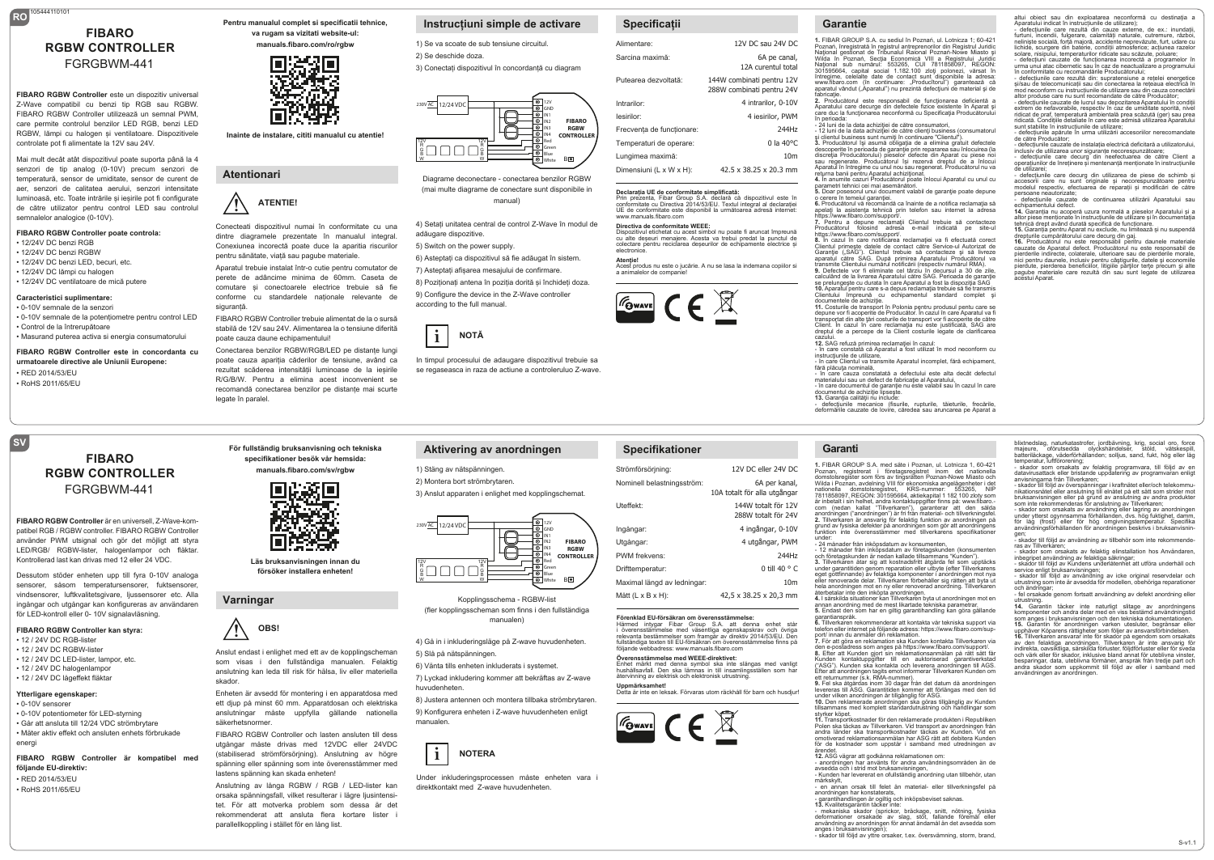RO

105444110101

# FIBARO RGBW CONTROLLER
FGRGBWM-441

**FIBARO RGBW Controller** este un dispozitiv universal Z-Wave compatibil cu benzi tip RGB sau RGBW. FIBARO RGBW Controller utilizează un semnal PWM, care permite controlul benzilor LED RGB, benzi LED RGBW, lămpi cu halogen și ventilatoare. Dispozitivele controlate pot fi alimentate la 12V sau 24V.

Mai mult decât atât dispozitivul poate suporta până la 4 senzori de tip analog (0-10V) precum senzori de temperatură, senzor de umiditate, senzor de curent de aer, senzori de calitatea aerului, senzori intensitate luminoasă, etc. Toate intrările și ieșirile pot fi configurate de către utilizator pentru control LED sau controlul semnalelor analogice (0-10V).

**FIBARO RGBW Controller poate controla:**
- 12/24V DC benzi RGB
- 12/24V DC benzi RGBW
- 12/24V DC benzi LED, becuri, etc.
- 12/24V DC lămpi cu halogen
- 12/24V DC ventilatoare de mică putere

**Caracteristici suplimentare:**
- 0-10V semnale de la senzori
- 0-10V semnale de la potențiometre pentru control LED
- Control de la întrerupătoare
- Masurand puterea activa si energia consumatorului

**FIBARO RGBW Controller este în concordanta cu urmatoarele directive ale Uniunii Europene:**
- RED 2014/53/EU
- RoHS 2011/65/EU

**Pentru manualul complet și specificatii tehnice, va rugam sa vizitati website-ul:**
**manuals.fibaro.com/ro/rgbw**

**Inainte de instalare, cititi manualul cu atentie!**

## Atentionari

**ATENTIE!**

Conectati dispozitivul numai în conformitate cu una dintre diagramele prezentate în manualul integral. Conexiunea incorectă poate duce la apariția riscurilor pentru sănătate, viață sau pagube materiale.

Aparatul trebuie instalat într-o cutie pentru comutator de perete de adâncime minima de 60mm. Caseta de comutare și conectoarele electrice trebuie să fie conforme cu standardele naționale relevante de siguranță.

FIBARO RGBW Controller trebuie alimentat de la o sursă stabilă de 12V sau 24V. Alimentarea la o tensiune diferită poate cauza daune echipamentului!

Conectarea benzilor RGBW/RGB/LED pe distanțe lungi poate cauza apariția căderilor de tensiune, având ca rezultat scăderea intensității luminoase de la ieșirile R/G/B/W. Pentru a elimina acest inconvenient se recomandă conectarea benzilor pe distanțe mai scurte legate în paralel.

## Instrucțiuni simple de activare

1) Se va scoate de sub tensiune circuitul.
2) Se deschide doza.
3) Conectați dispozitivul în concordanță cu diagram

Diagrame deconectare - conectare benzilor RGBW (mai multe diagrame de conectare sunt disponibile in manual)

4) Setați unitatea central de control Z-Wave în modul de adăugare dispozitive.
5) Switch on the power supply.
6) Asteptați ca dispozitivul să fie adăugat în sistem.
7) Asteptați afișarea mesajului de confirmare.
8) Poziționați antena în poziția dorită și închideți doza.
9) Configure the device in the Z-Wave controller according to the full manual.

**NOTĂ**

In timpul procesului de adaugare dispozitivul trebuie sa se regaseasca in raza de actiune a controleruloi Z-wave.

## Specificații

| | |
|---|---|
| Alimentare: | 12V DC sau 24V DC |
| Sarcina maximă: | 6A pe canal, 12A curentul total |
| Puterea dezvoltată: | 144W combinati pentru 12V, 288W combinati pentru 24V |
| Intrarilor: | 4 intrarilor, 0-10V |
| Iesirilor: | 4 iesirilor, PWM |
| Frecvența de funcționare: | 244Hz |
| Temperaturi de operare: | 0 la 40°C |
| Lungimea maximă: | 10m |
| Dimensiuni (L x W x H): | 42.5 x 38.25 x 20.3 mm |

**Declarația UE de conformitate simplificată:**
Prin prezenta, Fibar Group S.A. declară că dispozitivul este în conformitate cu Directiva 2014/53/EU. Textul integral al declarației UE de conformitate este disponibil la următoarea adresă internet: www.manuals.fibaro.com

**Directiva de conformitate WEEE:**
Dispozitivul etichetat cu acest simbol nu poate fi aruncat împreună cu alte deseuri menajere. Acesta va trebui predat la punctul de colectare pentru reciclarea deseurilor de catre echipamente electrice și electronice.

**Atenție!**
Acest produs nu este o jucărie. A nu se lasa la indemana copiilor si a animalelor de companie!

## Garantie

**1.** FIBAR GROUP S.A. cu sediul în Poznań, ul. Lotnicza 1; 60-421 Poznań, înregistrată în registrul antreprenorilor din Registrul Juridic Național gestionat de Tribunalul Raional Poznań-Nowe Miasto și Wilda în Poznań, Secția Economică VIII a Registrului Juridic Național sub numărul: 553265, CUI 7811858097, REGON: 301595664, capital social 1.182.100 zloți polonezi, vărsat în întregime, celelalte date de contact sunt disponibile la adresa: www.fibaro.com (în continuare: „Producătorul") garantează că aparatul vândut („Aparatul") nu prezintă defecțiuni de material și de fabricație.

**2.** Producătorul este responsabil de funcționarea deficientă a Aparatului care decurge din defectele fizice existente în Aparat și care duc la funcționarea neconformă cu Specificația Producătorului în perioada:
- 24 luni de la data achiziției de către consumatori,
- 12 luni de la data achiziției de către clienți business (consumatorul și clientul business sunt numiți în continuare "Clientul").

**3.** Producătorul își asumă obligația de a elimina gratuit defectele descoperite în perioada de garanție prin repararea sau înlocuirea (la discreția Producătorului) pieselor defecte din Aparat cu piese noi sau regenerate. Producătorul își rezervă dreptul de a înlocui Aparatul în întregime cu unul nou sau regenerat. Producătorul nu va returna banii pentru Aparatul achiziționat.

**4.** În anumite cazuri Producătorul poate înlocui Aparatul cu unul cu parametri tehnici cei mai asemănători.

**5.** Doar posesorul unui document valabil de garanție poate depune o cerere în temeiul garanției.

**6.** Producătorul vă recomandă ca înainte de a notifica reclamația să apelați la asistența tehnică prin telefon sau internet la adresa https://www.fibaro.com/support/.

**7.** Pentru a depune reclamații Clientul trebuie să contacteze Producătorul folosind adresa e-mail indicată pe site-ul https://www.fibaro.com/support/.

**8.** În cazul în care notificarea reclamației va fi efectuată corect Clientul primește datele de contact către Service-ul Autorizat de Garanție („SAG"). Clientul trebuie să contacteze și să livreze aparatul către SAG. După primirea Aparatului Producătorul va transmite Clientului numărul notificării (respectiv numărul RMA).

**9.** Defectele vor fi eliminate cel târziu în decursul a 30 de zile, calculând de la livrarea Aparatului către SAG. Perioada de garanție se prelungește cu durata în care Aparatul a fost la dispoziția SAG.

**10.** Aparatul pentru care s-a depus reclamația trebuie să fie transmis Clientului împreună cu echipamentul standard complet și documentele de achiziție.

**11.** Costurile de transport în Polonia pentru produsul pentru care se depune reclamație vor fi acoperite de Producător. În cazul în care Aparatul va fi transportat din alte țări costurile de transport vor fi acoperite de către Client. În cazul în care reclamația nu este justificată, SAG are dreptul de a percepe de la Client costurile legate de clarificarea cazului.

**12.** SAG refuză primirea reclamației în cazul:
- în care constată că Aparatul a fost utilizat în mod neconform cu instrucțiunile de utilizare,
- în care Clientul va transmite Aparatul incomplet, fără echipament, fără plăcuța nominală,
- în care cauza constatată a defectului este alta decât defectul materialului sau un defect de fabricație al Aparatului,
- în care documentul de garanție nu este valabil sau în cazul în care documentul de achiziție lipsește.

**13.** Garanția calității nu include:
- defecțiunile mecanice (fisurile, rupturile, tăieturile, frecările, deformările cauzate de lovire, căderea sau aruncarea pe Aparat a altui obiect sau din exploatarea neconformă cu destinația a Aparatului indicat în instrucțiunile de utilizare);
- defecțiunile care rezultă din cauze externe, de ex.: inundații, furtuni, incendii, fulgerare, calamități naturale, cutremure, război, neliniște socială, forță majoră, accidente neprevăzute, furt, udare cu lichide, scurgere din baterie, condiții atmosferice; acțiunea razelor solare, nisipului, temperaturilor ridicate sau scăzute, poluare;
- defecțiuni cauzate de funcționarea incorectă a programelor în urma unui atac cibernetic sau în caz de neactualizare a programului în conformitate cu recomandările Producătorului;
- defecțiunile care rezultă din: supratensiune a rețelei energetice și/sau de telecomunicații sau din conectarea la rețeaua electrică în mod neconform cu instrucțiunile de utilizare sau din cauza conectării altor produse care nu sunt recomandate de către Producător;
- defecțiunile cauzate de lucrul sau depozitarea Aparatului în condiții extrem de nefavorabile, respectiv în caz de umiditate sporită, nivel ridicat de praf, temperatură ambientală prea scăzută (ger) sau prea ridicată. Condițiile detaliate în care este admisă utilizarea Aparatului sunt stabilite în instrucțiunile de utilizare;
- defecțiunile apărute în urma utilizării accesoriilor nerecomandate de către Producător;
- defecțiunile cauzate de instalația electrică deficitară a utilizatorului, inclusiv de utilizarea unor siguranțe necorespunzătoare;
- defecțiunile care decurg din neefectuarea de către Client a operațiunilor de întreținere și mentenanță menționate în instrucțiunile de utilizare;
- defecțiunile care decurg din utilizarea de piese de schimb și accesorii care nu sunt originale și necorespunzătoare pentru modelul respectiv, efectuarea de reparații și modificări de către persoane neautorizate;
- defecțiunile cauzate de continuarea utilizării Aparatului sau echipamentului defect.

**14.** Garanția nu acoperă uzura normală a pieselor Aparatului și a altor piese menționate în instrucțiunile de utilizare și în documentația tehnică drept având durată specifică de funcționare.

**15.** Garanția pentru Aparat nu exclude, nu limitează și nu suspendă drepturile cumpărătorului care decurg din gaj.

**16.** Producătorul nu este responsabil pentru daunele materiale cauzate de Aparatul defect. Producătorul nu este responsabil de pierderile indirecte, colaterale, ulterioare sau de pierderile morale, nici pentru daunele, inclusiv pentru câștigurile, datele și economiile pierdute, pierderea beneficiilor, litigiile părților terțe precum și alte pagube materiale care rezultă din sau sunt legate de utilizarea acestui Aparat.

SV

# FIBARO RGBW CONTROLLER
FGRGBWM-441

**FIBARO RGBW Controller** är en universell, Z-Wave-kompatibel RGB / RGBW controller. FIBARO RGBW Controller använder PWM utsignal och gör det möjligt att styra LED/RGB/ RGBW-lister, halogenlampor och fläktar. Kontrollerad last kan drivas med 12 eller 24 VDC.

Dessutom stöder enheten upp till fyra 0-10V analoga sensorer, såsom temperatursensorer, fuktsensorer, vindsensorer, luftkvalitetsgivare, ljussensorer etc. Alla ingångar och utgångar kan konfigureras av användaren för LED-kontroll eller 0- 10V signalavläsning.

**FIBARO RGBW Controller kan styra:**
- 12 / 24V DC RGB-lister
- 12 / 24V DC RGBW-lister
- 12 / 24V DC LED-lister, lampor, etc.
- 12 / 24V DC halogenlampor
- 12 / 24V DC lågeffekt fläktar

**Ytterligare egenskaper:**
- 0-10V sensorer
- 0-10V potentiometer för LED-styrning
- Går att ansluta till 12/24 VDC strömbrytare
- Mäter aktiv effekt och ansluten enhets förbrukade energi

**FIBARO RGBW Controller är kompatibel med följande EU-direktiv:**
- RED 2014/53/EU
- RoHS 2011/65/EU

**För fullständig bruksanvisning och tekniska specifikationer besök vår hemsida:**
**manuals.fibaro.com/sv/rgbw**

**Läs bruksanvisningen innan du försöker installera enheten!**

## Varningar

**OBS!**

Anslut endast i enlighet med ett av de kopplingscheman som visas i den fullständiga manualen. Felaktig anslutning kan leda till risk för hälsa, liv eller materiella skador.

Enheten är avsedd för montering i en apparatdosa med ett djup på minst 60 mm. Apparatdosan och elektriska anslutningar måste uppfylla gällande nationella säkerhetsnormer.

FIBARO RGBW Controller och lasten ansluten till dess utgångar måste drivas med 12VDC eller 24VDC (stabiliserad strömförsörjning). Anslutning av högre spänning eller spänning som inte överensstämmer med lastens spänning kan skada enheten!

Anslutning av långa RGBW / RGB / LED-lister kan orsaka spänningsfall, vilket resulterar i lägre ljusintensitet. För att motverka problem som dessa är det rekommenderat att ansluta flera kortare lister i parallellkoppling i stället för en lång list.

## Aktivering av anordningen

1) Stäng av nätspänningen.
2) Montera bort strömbrytaren.
3) Anslut apparaten i enlighet med kopplingsschemat.

Kopplingsschema - RGBW-list (fler kopplingsscheman som finns i den fullständiga manualen)

4) Gå in i inkluderingsläge på Z-wave huvudenheten.
5) Slå på nätspänningen.
6) Vänta tills enheten inkluderats i systemet.
7) Lyckad inkludering kommer att bekräftas av Z-wave huvudenheten.
8) Justera antennen och montera tillbaka strömbrytaren.
9) Konfigurera enheten i Z-wave huvudenheten enligt manualen.

**NOTERA**

Under inkluderingsprocessen måste enheten vara i direktkontakt med Z-wave huvudenheten.

## Specifikationer

| | |
|---|---|
| Strömförsörjning: | 12V DC eller 24V DC |
| Nominell belastningsström: | 6A per kanal, 10A totalt för alla utgångar |
| Uteffekt: | 144W totalt för 12V, 288W totalt för 24V |
| Ingångar: | 4 ingångar, 0-10V |
| Utgångar: | 4 utgångar, PWM |
| PWM frekvens: | 244Hz |
| Drifttemperatur: | 0 till 40 ° C |
| Maximal längd av ledningar: | 10m |
| Mått (L x B x H): | 42,5 x 38,25 x 20,3 mm |

**Förenklad EU-försäkran om överensstämmelse:**
Härmed intygar Fibar Group S.A. att denna enhet står i överensstämmelse med väsentliga egenskapskrav och övriga relevanta bestämmelser som framgår av direktiv 2014/53/EU. Den fullständiga texten till EU-försäkran om överensstämmelse finns på följande webbadress: www.manuals.fibaro.com

**Överensstämmelse med WEEE-direktivet:**
Enhet märkt med denna symbol ska inte slängas med vanligt hushållsavfall. Den ska lämnas in till insamlingsställen som tar emot återvinning av elektrisk och elektronisk utrustning.

**Uppmärksamhet!**
Detta är inte en leksak. Förvaras utom räckhåll för barn och husdjur!

## Garanti

**1.** FIBAR GROUP S.A. med säte i Poznan, ul. Lotnicza 1, 60-421 Poznan, registrerat i företagsregistret inom det nationella domstolsregistret som förs av tingsrätten Poznan-Nowe Miasto och Wilda i Poznan, avdelning VIII för ekonomiska angelägenheter i det nationella domstolsregistret, KRS-nummer: 553265, NIP 7811858097, REGON: 301595664, aktiekapital 1 182 100 zloty som är inbetalt i sin helhet, andra kontaktuppgifter finns på: www.fibaro.com (nedan kallat "Tillverkaren"), garanterar att den sålda anordningen ("anordningen") är fri från material- och tillverkningsfel.

**2.** Tillverkaren är ansvarig för felaktig funktion av anordningen på grund av fysiska defekter på anordningen som gör att anordningens funktion inte överensstämmer med tillverkarens specifikationer under:
- 24 månader från inköpsdatum av konsumenten,
- 12 månader från inköpsdatum av företagskunden (konsumenten och företagskunden är nedan kallade tillsammans "Kunden").

**3.** Tillverkaren åtar sig att kostnadsfritt åtgärda fel som upptäcks under garantitiden genom reparation eller utbyte (efter Tillverkarens eget gottfinnande) av felaktiga komponenter i anordningen mot nya eller renoverade delar. Tillverkaren förbehåller sig rätten att byta ut hela anordningen mot en ny eller renoverad anordning. Tillverkaren återbetalar inte den inköpta anordningen.

**4.** I särskilda situationer kan Tillverkaren byta ut anordningen mot en annan anordning med de mest likartade tekniska parametrar.

**5.** Endast den som har en giltig garantihandling kan göra gällande garantianspråk.

**6.** Tillverkaren rekommenderar att kontakta vår tekniska support via telefon eller internet på följande adress: https://www.fibaro.com/support/ innan du anmäler din reklamation.

**7.** För att göra en reklamation ska Kunden kontakta Tillverkaren via den e-postadress som anges på https://www.fibaro.com/support/.

**8.** Efter att Kunden gjort sin reklamationsanmälan på rätt sätt får Kunden kontaktuppgifter till en auktoriserad garantiverkstad ("ASG"). Kunden ska kontakta och leverera anordningen till ASG. Efter att anordningen tagits emot informerar Tillverkaren Kunden om ett returnummer (s.k. RMA-nummer).

**9.** Fel ska åtgärdas inom 30 dagar från det datum då anordningen levereras till ASG. Garantitiden kommer att förlängas med den tid under vilken anordningen är tillgänglig för ASG.

**10.** Den reklamerade anordningen ska göras tillgänglig av Kunden tillsammans med komplett standardutrustning och handlingar som styrker köpet.

**11.** Transportkostnader för den reklamerade produkten i Republiken Polen ska täckas av Tillverkaren. Vid transport av anordningen från andra länder ska transportkostnader täckas av Kunden. Vid en omotiverad reklamationsanmälan har ASG rätt att debitera Kunden för de kostnader som uppstår i samband med utredningen av ärendet.

**12.** ASG vägrar att godkänna reklamationen om:
- anordningen har använts för andra användningsområden än de avsedda och i strid mot bruksanvisningen,
- Kunden har levererat en ofullständig anordning utan tillbehör, utan märkskylt,
- en annan orsak till felet än material- eller tillverkningsfel på anordningen har konstaterats,
- garantihandlingen är ogiltig och inköpsbeviset saknas.

**13.** Kvalitetsgarantin täcker inte:
- mekaniska skador (sprickor, bräckage, snitt, nötning, fysiska deformationer orsakade av slag, stöt, fallande föremål eller användning av anordningen för annat ändamål än det avsedda som anges i bruksanvisningen);
- skador till följd av yttre orsaker, t.ex. översvämning, storm, brand, blixtnedslag, naturkatastrofer, jordbävning, krig, social oro, force majeure, oförutsedda olyckshändelser, stöld, vätskespill, batteriläckage, väderförhållanden; soljus, sand, fukt, hög eller låg temperatur, luftförorening;
- skador som orsakats av felaktig programvara, till följd av en dataviruattack eller bristande uppdatering av programvaran enligt anvisningarna från Tillverkaren;
- skador till följd av överspänningar i kraftnätet eller/och telekommunikationsnätet eller anslutning till elnätet på ett sätt som strider mot bruksanvisningen eller på grund av anslutning av andra produkter som inte rekommenderas för anslutning av Tillverkaren;
- skador som orsakats av användning eller lagring av anordningen under ytterst ogynnsamma förhållanden, dvs. hög fuktighet, damm, för låg (frost) eller för hög omgivningstemperatur. Specifika användningsförhållanden för anordningen beskrivs i bruksanvisningen;
- skador till följd av användning av tillbehör som inte rekommenderas av Tillverkaren;
- skador som orsakats av felaktig elinstallation hos Användaren, inbegripet användning av felaktiga säkringar;
- skador till följd av Kundens underlåtenhet att utföra underhåll och service enligt bruksanvisningen;
- skador till följd av användning av icke original reservdelar och utrustning som inte är avsedda för modellen, obehöriga reparationer och ändringar;
- fel orsakade genom fortsatt användning av defekt anordning eller utrustning.

**14.** Garantin täcker inte naturligt slitage av anordningens komponenter och andra delar med en viss bestämd användningstid som anges i bruksanvisningen och den tekniska dokumentationen.

**15.** Garantin för anordningen varken utesluter, begränsar eller upphäver Köparens rättigheter som följer av ansvarsförbindelsen.

**16.** Tillverkaren ansvarar inte för skador på egendom som orsakas av den felaktiga anordningen. Tillverkaren är inte ansvarig för indirekta, oavsiktliga, särskilda följder, följdförluster eller för sveda och värk eller för skador, inklusive bland annat för utebliva vinster, besparingar, data, uteblivna förmåner, anspråk från tredje part och andra skador som uppkommit till följd av eller i samband med användningen av anordningen.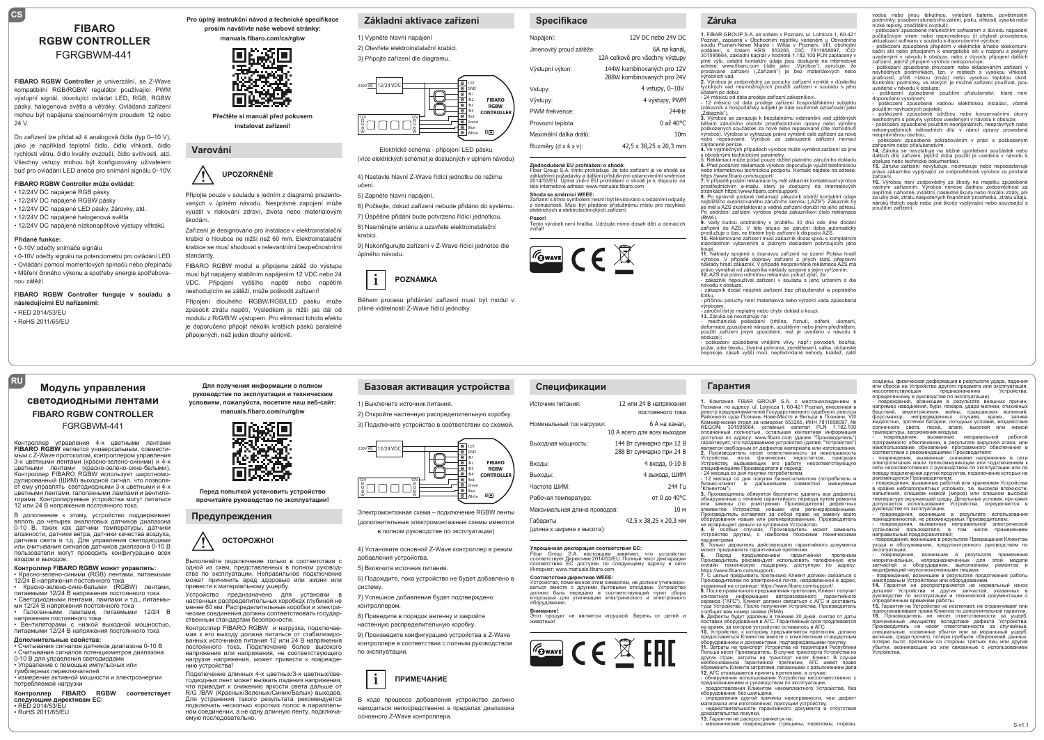CS

# FIBARO RGBW CONTROLLER

FGRGBWM-441

**FIBARO RGBW Controller** je univerzální, se Z-Wave kompatibilní RGB/RGBW regulátor používající PWM výstupní signál, dovolující ovládat LED, RGB, RGBW pásky, halogenová světla a větráky. Ovládaná zařízení mohou být napájena stejnosměrným proudem 12 nebo 24 V.

Do zařízení lze přidat až 4 analogová čidla (typ 0–10 V), jako je například teplotní čidlo, čidlo vlhkosti, čidlo rychlosti větru, čidlo kvality ovzduší, čidlo svitivosti, atd. Všechny vstupy mohou být konfigurovány uživatelem buď pro ovládání LED anebo pro snímání signálu 0–10V.

**FIBARO RGBW Controller může ovládat:**

- 12/24V DC napájené RGB pásky
- 12/24V DC napájené RGBW pásky
- 12/24V DC napájené LED pásky, žárovky, atd.
- 12/24V DC napájené halogenová světla
- 12/24V DC napájené nízkonapěťové výstupy větráků

**Přidané funkce:**

- 0-10V odečty snímače signálu
- 0-10V odečty signálu na potenciometru pro ovládání LED
- Ovládání pomocí momentových spínačů nebo přepínačů
- Měření činného výkonu a spotřeby energie spotřebovanou zátěží

**FIBARO RGBW Controller funguje v souladu s následujícími EU nařízeními:**

- RED 2014/53/EU
- RoHS 2011/65/EU

**Pro úplný instrukční návod a technické specifikace prosím navštivte naše webové stránky:**

**manuals.fibaro.com/cs/rgbw**

**Přečtěte si manuál před pokusem instalovat zařízení!**

## Varování

**UPOZORNĚNÍ!**

Připojte pouze v souladu s jedním z diagramů prezentovaných v úplném návodu. Nesprávné zapojení může vyústit v riskování zdraví, života nebo materiálovým škodám.

Zařízení je designováno pro instalace v elektroinstalační krabici o hloubce ne nižší než 60 mm. Elektroinstalační krabice se musí shodovat s relevantními bezpečnostními standardy.

FIBARO RGBW modul a připojena zátěž do výstupu musí být napájeny stabilním napájením 12 VDC nebo 24 VDC. Připojení vyššího napětí nebo napětím neshodujícím se zátěží, může poškodit zařízení!

Připojení dlouhého RGBW/RGB/LED pásku může způsobit ztrátu napětí, Výsledkem je nižší jas dál od modulu z R/G/B/W výstupem. Pro eliminaci tohoto efektu je doporučeno připojit několik kratších pásků paralelně připojených, než jeden dlouhý sériově.

## Základní aktivace zařízení

1) Vypněte hlavní napájení
2) Otevřete elektroinstalační krabici.
3) Připojte zařízení dle diagramu.

230V AC
12/24 VDC
12V
GND
IN1
IN2
IN3
IN4
Red
Green
Blue
White
FIBARO RGBW CONTROLLER
12V R G B W

Elektrické schéma - připojení LED pásku
(více elektrických schémat je dostupných v úplném návodu)

4) Nastavte hlavní Z-Wave řídící jednotku do režimu učení.
5) Zapněte hlavní napájení.
6) Počkejte, dokud zařízení nebude přidáno do systému.
7) Úspěšné přidání bude potvrzeno řídící jednotkou.
8) Nasměrujte anténu a uzavřete elektroinstalační krabici.
9) Nakonfigurujte zařízení v Z-Wave řídící jednotce dle úplného návodu.

**POZNÁMKA**

Během procesu přidávání zařízení musí být modul v přímé viditelnosti Z-Wave řídící jednotky.

## Specifikace

| | |
|---|---|
| Napájení: | 12V DC nebo 24V DC |
| Jmenovitý proud zátěže: | 6A na kanál, 12A celkově pro všechny výstupy |
| Výstupní výkon: | 144W kombinovaných pro 12V, 288W kombinovaných pro 24V |
| Vstupy: | 4 vstupy, 0–10V |
| Výstupy: | 4 výstupy, PWM |
| PWM frekvence: | 244Hz |
| Provozní teplota: | 0 až 40°C |
| Maximální dálka drátů: | 10m |
| Rozměry (d x š x v): | 42,5 x 38,25 x 20,3 mm |

**Zjednodušené EU prohlášení o shodě:**
Fibar Group S.A. tímto prohlašuje, že toto zařízení je ve shodě se základními požadavky a dalšími příslušnými ustanoveními směrnice 2014/53/EU. Úplné znění EU prohlášení o shodě je k dispozici na této internetové adrese: www.manuals.fibaro.com

**Shoda se směrnicí WEEE:**
Zařízení s tímto symbolem nesmí být likvidováno s ostatními odpady z domácnosti. Musí být předáno příslušnému místu pro recyklaci elektrických a elektrotechnických zařízení.

**Pozor!**
Tento výrobek není hračka. Udržujte mimo dosah dětí a domácích zvířat!

## Záruka

**1.** FIBAR GROUP S.A. se sídlem v Poznani, ul. Lotnicza 1, 60-421 Poznań, zapsaná v Obchodním rejstříku vedeném u Obvodního soudu Poznań-Nowe Miasto i Wilda v Poznani, VIII. obchodní oddělení, s číslem KRS: 553265, DIČ: 7811858097, IČ: 301595664, základní kapitál v hodnotě 1.182.100 PLN zaplacený v plné výši, ostatní kontaktní údaje jsou dostupné na internetové adrese: www.fibaro.com (dále jako: „Výrobce"), zaručuje, že prodávané zařízení („Zařízení") je bez materiálových nebo výrobních vad.
**2.** Výrobce je zodpovědný za poruchy zařízení vzniklé v důsledku fyzických vad neumožňujících použití zařízení v souladu s jeho účelem po dobu:
- 24 měsíců od data prodeje zařízení zákazníkovi,
- 12 měsíců od data prodeje zařízení hospodářskému subjektu (zákazník a hospodářský subjekt je dále souhrnně označován jako „Zákazník").

**3.** Výrobce se zavazuje k bezplatnému odstranění vad zjištěných během záručního období prostřednictvím opravy nebo výměny poškozených součástek za nové nebo repasované (dle rozhodnutí výrobce). Výrobce si vyhrazuje právo vyměnit celé zařízení za nové nebo repasované. Výrobce za zakoupené zařízení nevrací zaplacené peníze.
**4.** Ve výjimečných případech výrobce může vyměnit zařízení za jiné s obdobnými technickými parametry.
**5.** Reklamaci může podat pouze držitel platného záručního dokladu.
**6.** Před podáním reklamace výrobce doporučuje využít telefonickou nebo internetovou technickou podporu. Kontakt najdete na adrese: https://www.fibaro.com/support/.
**7.** V případě podání reklamace by měl zákazník kontaktovat výrobce prostřednictvím e-mailu, který je dostupný na internetových stránkách https://www.fibaro.com/support/.
**8.** Po správně podané reklamaci zákazník obdrží kontaktní údaje nejbližšího autorizovaného záručního servisu („AZS"). Zákazník by se měl s AZS zkontaktovat a vadné zařízení doručit na jeho adresu. Po obdržení zařízení výrobce přidělí zákazníkovi číslo reklamace (RMA).
**9.** Vady budou odstraněny v průběhu 30 dnů ode dne dodání zařízení do AZS. V této situaci se záruční doba automaticky prodlouží o čas, ve kterém bylo zařízení k dispozici AZS.
**10.** Reklamované zařízení musí zákazník dodat spolu s kompletním standardním vybavením a platným dokladem potvrzujícím jeho koupi.
**11.** Náklady spojené s dopravou zařízení na území Polska hradí výrobce. V případě dopravy zařízení z jiných států přepravní náklady hradí zákazník. V případě neoprávněné reklamace AZS má právo vymáhat od zákazníka náklady spojené s jejím vyřízením.
**12.** AZS má právo odmítnout reklamaci pokud zjistí, že:
- zákazník nepoužíval zařízení v souladu s jeho určením a dle návodu k obsluze,
- zákazník dodal neúplné zařízení bez příslušenství a popisného štítku,
- příčinou poruchy není materiálová nebo výrobní vada způsobená výrobcem,
- záruční list je neplatný nebo chybí doklad o koupi.

**13.** Záruka se nevztahuje na:
- mechanické poškození (trhlina, říznutí, odření, ulomení, deformace způsobené nárazem, upuštěním nebo jiným předmětem, použití zařízení jiným způsobem, než je uvedeno v návodu k obsluze);
- poškození způsobené vnějšími vlivy, např.: povodeň, bouřka, požár, úder blesku, živelná pohroma, zemětřesení, válka, občanské nepokoje, zásah vyšší moci, nepředvídané nehody, krádež, zalití vodou nebo jinou tekutinou, vytečení baterie, povětrnostní podmínky: působení slunečního záření, písku, vlhkosti, vysoké nebo nízké teploty, znečištění ovzduší;
- poškození způsobené nefunkčním softwarem z důvodu napadení počítačovým virem nebo neprovedenou či chybně provedenou aktualizací softwaru v souladu s doporučeními výrobce;
- poškození způsobené přepětím v elektrické a/nebo telekomunikační síti nebo připojením k energetické síti v rozporu s pokyny uvedenými v návodu k obsluze, nebo z důvodu připojení dalších zařízení, jejichž připojení výrobce nedoporučuje;
- poškození způsobené provozem nebo skladováním zařízení v nevhodných podmínkách, tzn. v místech s vysokou vlhkostí, prašností, příliš nízkou (mráz) nebo vysokou teplotou okolí. Konkrétní podmínky, ve kterých je možné zařízení používat, jsou uvedené v návodu k obsluze;
- poškození způsobené použitím příslušenství, které není doporučeno výrobcem;
- poškození způsobené vadnou elektrickou instalací, včetně použití nevhodných pojistek;
- poškození způsobené údržbou nebo konzervačními úkony neshodnými s pokyny výrobce uvedenými v návodu k obsluze;
- poškození způsobené použitím neoriginálních, nesprávných nebo nekompatibilních náhradních dílů v rámci opravy provedené neoprávněnou osobou;
- poškození způsobené pokračováním v práci s poškozeným zařízením nebo příslušenstvím.

**14.** Záruka se nevztahuje na běžné opotřebení součástek nebo dalších dílů zařízení, jejichž doba použití je uvedena v návodu k obsluze nebo technické dokumentaci.
**15.** Záruka zařízení nevylučuje, neomezuje nebo nepozastavuje práva zákazníka vyplývající ze zodpovědnosti výrobce za prodané zařízení.
**16.** Výrobce není zodpovědný za škody na majetku způsobené vadným zařízením. Výrobce nenese žádnou zodpovědnost za nepřímé, náhodné, zvláštní, následné škody nebo morální ztráty, ani za ušlý zisk, ztrátu nashromážděných finančních prostředků, ztrátu údajů, nároků třetích osob nebo jiné škody vyplývající nebo související s použitím zařízení.

RU

# Модуль управления светодиодными лентами

**FIBARO RGBW CONTROLLER**

FGRGBWM-441

Контроллер управления 4-х цветными лентами **FIBARO RGBW** является универсальным, совместимым с Z-Wave протоколом, контроллером управления 3-х цветными лентами (красно-зелено-синими) и 4-х цветными лентами (красно-зелено-сине-белыми). Контроллер FIBARO RGBW использует широтно-модулированный (ШИМ) выходной сигнал, что позволяет ему управлять светодиодными 3-х цветными и 4-х цветными лентами, галогенными лампами и вентиляторами. Контролируемые устройства могут питаться 12 или 24 В напряжения постоянного тока.

В дополнение к этому, устройство поддерживает вплоть до четырех аналоговых датчиков диапазона 0-10 В, таких как датчики температуры, датчики влажности, датчики ветра, датчики качества воздуха, датчики света и т.д. Для управления светодиодами или считывания сигналов датчиков диапазона 0-10 В пользователи могут проводить конфигурацию всех входов и выходов.

**Контроллер FIBARO RGBW может управлять:**

- Красно-зелено-синими (RGB) лентами, питаемыми 12/24 В напряжения постоянного тока
- Красно-зелено-сине-белыми (RGBW) лентами, питаемыми 12/24 В напряжения постоянного тока
- Светодиодными лентами, лампами и т.д., питаемыми 12/24 В напряжения постоянного тока
- Галогенными лампами, питаемыми 12/24 В напряжения постоянного тока
- Вентиляторами с низкой выходной мощностью, питаемыми 12/24 В напряжения постоянного тока

**Дополнительные свойства:**

- Считывание сигналов датчиков диапазона 0-10 В
- Считывание сигналов потенциометров диапазона 0-10 В для управления светодиодами
- Управление с помощью импульсных или тумблерных переключателей
- Измерение активной мощности и электроэнергии потребляемой нагрузки

**Контроллер FIBARO RGBW соответствует следующим директивам ЕС:**

- RED 2014/53/EU
- RoHS 2011/65/EU

**Для получения информации о полном руководстве по эксплуатации и техническим условиям, пожалуйста, посетите наш веб-сайт:**

**manuals.fibaro.com/ru/rgbw**

**Перед попыткой установить устройство прочитайте руководство по эксплуатации!**

## Предупреждения

**ОСТОРОЖНО!**

Выполняйте подключение только в соответствии с одной из схем, представленных в полном руководстве по эксплуатации. Неправильное подключение может причинить вред здоровью или жизни или привести к материальному ущербу.

Устройство предназначено для установки в настенных распределительных коробках глубиной не менее 60 мм. Распределительные коробки и электрические соединения должны соответствовать государственным стандартам безопасности.

Контроллер FIBARO RGBW и нагрузка, подключаемая к его выходу должна питаться от стабилизированных источников питания 12 или 24 В напряжения постоянного тока. Подключение более высокого напряжения или напряжения, не соответствующего нагрузке напряжения, может привести к повреждению устройства!

Подключение длинных 4-х цветных/3-х цветных/светодиодных лент может вызвать падения напряжения, что приводит к снижению яркости света дальше от R/G /B/W (Красных/Зеленых/Синих/Белых) выходов. Для устранения такого результата рекомендуется подключать несколько коротких полос в параллельном соединении, а не одну длинную ленту, подключаемую последовательно.

## Базовая активация устройства

1) Выключите источник питания.
2) Откройте настенную распределительную коробку.
3) Подключите устройство в соответствии со схемой.

230V AC
12/24 VDC
12V
GND
IN1
IN2
IN3
IN4
Red
Green
Blue
White
FIBARO RGBW CONTROLLER
12V R G B W

Электромонтажная схема – подключение RGBW ленты
(дополнительные электромонтажные схемы имеются в полном руководстве по эксплуатации)

4) Установите основной Z-Wave контроллер в режим добавления устройства.
5) Включите источник питания.
6) Подождите, пока устройство не будет добавлено в систему.
7) Успешное добавление будет подтверждено контроллером.
8) Приведите в порядок антенну и закройте настенную распределительную коробку.
9) Произведите конфигурацию устройства в Z-Wave контроллере в соответствии с полным руководством по эксплуатации.

**ПРИМЕЧАНИЕ**

В ходе процесса добавления устройство должно находиться непосредственно в пределах диапазона основного Z-Wave контроллера.

## Спецификации

| | |
|---|---|
| Источник питания: | 12 или 24 В напряжения постоянного тока |
| Номинальный ток нагрузки: | 6 А на канал, 10 А всего для всех выходов |
| Выходная мощность: | 144 Вт суммарно при 12 В, 288 Вт суммарно при 24 В |
| Входы: | 4 входа, 0-10 В |
| Выходы: | 4 выхода, ШИМ |
| Частота ШИМ: | 244 Гц |
| Рабочая температура: | от 0 до 40°С |
| Максимальная длина проводов: | 10 м |
| Габариты (длина x ширина x высота): | 42,5 x 38,25 x 20,3 мм |

**Упрощенная декларация соответствия ЕС:**
Fibar Group S.A. настоящим заявляет, что устройство соответствует Директиве 2014/53/EU. Полный текст декларации соответствия ЕС доступен по следующему адресу в сети Интернет: www.manuals.fibaro.com

**Соответствие директиве WEEE:**
Устройство, помеченное этим символом, не должно утилизироваться вместе с другими бытовыми отходами. Устройство должно быть передано в соответствующий пункт сбора вторсырья для утилизации электрического и электронного оборудования.

**Внимание!**
Этот продукт не является игрушкой. Беречь от детей и животных!

## Гарантия

**1.** Компания FIBAR GROUP S.A. с местонахождением в Познани, по адресу: ul. Lotnicza 1, 60-421 Познань, внесенная в реестр предпринимателей Государственного судебного реестра Районного суда Познань Нове-Място и Вильда в Познани, VIII Коммерческий отдел за номером: 553265, ИНН 7811858097, № REGON: 301595664, уставный капитал PLN 1.182.100 оплаченный полностью, остальная контактная информация доступна по адресу: www.fibaro.com (далее "Производитель") гарантирует, что продаваемое устройство (далее: "Устройство") является свободным от дефектов материала или изготовления.
**2.** Производитель несет ответственность за неисправность Устройства, из-за физических недостатков, присущих Устройству, вызывающих его работу несоответствующую спецификациям Производителя в период:
- 24 месяца со дня покупки потребителем,
- 12 месяца со дня покупки бизнес-клиентом (потребитель и бизнес-клиент в дальнейшем совместно именуемые "Клиентом").

**3.** Производитель обязуется бесплатно удалить все дефекты, обнаруженные в течение гарантийного периода путем ремонта или замены (по усмотрению Производителя) дефектных элементов Устройства новыми или регенерированными. Производитель оставляет за собой право на замену всего оборудования новым или регенерированным. Производитель не возвращает деньги за купленное Устройство.
**4.** В особых случаях, Производитель может заменить Устройство другим, с наиболее похожими техническими параметрами.
**5.** Только держатель действующего гарантийного документа может предъявлять гарантийные претензии.
**6.** Перед предъявлением гарантийной претензии Производитель рекомендует использовать телефонную или онлайн техническую поддержку, доступную по адресу: https://www.fibaro.com/support/.
**7.** С целью предъявить претензию Клиент должен связаться с Производителем по электронной почте, направленной в адрес, указанный на странице: https://www.fibaro.com/support/.
**8.** После правильного предъявления претензии, Клиент получит контактную информацию авторизованного гарантийного сервиса ("АГС"). Клиент должен связаться с АГС и доставить туда Устройство. После получения Устройства, Производитель сообщит вам номер заявки (RMA).
**9.** Дефекты будут удалены в течение 30 дней, считая от даты поставки оборудования в АГС. Гарантийный срок продлевается на время, в которое устройство оставалось в АГС.
**10.** Устройство, к которому предъявляется претензия, должно предоставляться Клиентом вместе с комплектным стандартным оборудованием и документами, подтверждающими покупку.
**11.** Затраты на транспорт Устройства на территории Республики Польша несет Производитель. В случае транспорта Устройства из других стран, затраты на транспорт несет Клиент. В случае необоснованной гарантийной претензии, АГС имеет право обременить Клиента затратами, связанными с разъяснением дела.
**12.** АГС отказывается принять претензию, в случае:
- обнаружения использования Устройства несоответственно с предназначением или руководством по эксплуатации,
- предоставления Клиентом некомплектного Устройства, без оборудования, без шильдика,
- определения другой причины неисправности, чем дефект материала или изготовления, присущий устройству,
- недействительности гарантийного документа и отсутствия доказательства покупки,

**13.** Гарантия не распространяется на:
- механические повреждения (трещины, переломы, порезы, ссадины, физическая деформация в результате удара, падения или сброса на Устройство другого предмета или эксплуатация, несоответствующая предназначению Устройства, определенному в руководстве по эксплуатации);
- повреждения, возникшие в результате внешних причин, например наводнения, бури, пожара, удара молнии, стихийных бедствий, землетрясения, войны, гражданских волнений, форс-мажор, непредвиденных случаев, кражи, залива жидкостью, протечки батареи, погодных условий, воздействия солнечного света, песка, влаги, высокой или низкой температуры, загрязнения воздуха;
- повреждения, вызванные неправильной работой программного обеспечения, в результате вирусной атаки, или неиспользования обновлений программного обеспечения в соответствии с рекомендациями Производителя;
- повреждения, вызванные скачками напряжения в сети электропитания и/или телекоммуникации или подключением к сети несоответственно с руководством по эксплуатации или по поводу подключения других продуктов, подключение которых не рекомендуется Производителем;
- повреждения, вызванные работой или хранением Устройства в крайне неблагоприятных условиях, т.е. высокой влажности, пыльности, слишком низкой (мороз) или слишком высокой температуре окружающей среды. Детальные условия, при каких допускается использование Устройства, определяются в руководстве по эксплуатации;
- повреждения, возникшие в результате использования принадлежностей, не рекомендуемых Производителем;
- повреждения, вызванные неправильной электрической установкой пользователя, в том числе применением неправильных предохранителей;
- повреждения, возникшие в результате прекращения Клиентом ухода и обслуживания, предусмотренного руководством по эксплуатации;
- повреждения, возникшие в результате применения неоригинальных, непредназначенных для этой модели запчастей и оборудования, выполнения ремонтов и модификаций неуполномоченными лицами;
- повреждения, возникшие в результате продолжения работы неисправным Устройством или оборудованием.

**14.** Гарантия не распространяется на нормальный износ деталей Устройства и других запчастей, указанных в руководстве по эксплуатации и технической документации с определенным временем работы.
**15.** Гарантия на Устройство не исключает, не ограничивает или приостанавливает права Клиента по дополнительной гарантии.
**16.** Производитель не несет ответственности за ущерб, причиненный имуществу вследствие дефекта Устройства. Производитель не несет ответственности за случайные, специальные, косвенные убытки или за моральный ущерб, включая, среди прочего, потерю прибыли, сбережений, данных, потерю льгот, претензии со стороны третьих лиц и другие убытки, возникающие из или связанные с использованием Устройства.